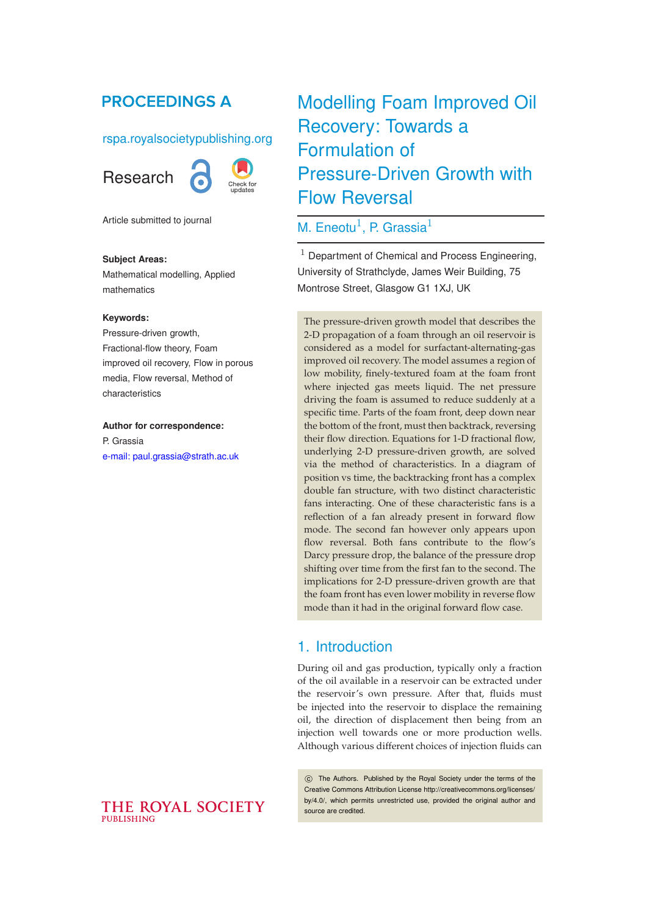# PROCEEDINGS A

rspa.royalsocietypublishing.org

Research

Article submitted to journal

**Subject Areas:**

Mathematical modelling, Applied mathematics

**Keywords:**

Pressure-driven growth, Fractional-flow theory, Foam improved oil recovery, Flow in porous media, Flow reversal, Method of characteristics

**Author for correspondence:**

P. Grassia

e-mail: paul.grassia@strath.ac.uk

# Modelling Foam Improved Oil Recovery: Towards a Formulation of Pressure-Driven Growth with Flow Reversal

M. Eneotu[1], P. Grassia[1]

[1] Department of Chemical and Process Engineering, University of Strathclyde, James Weir Building, 75 Montrose Street, Glasgow G1 1XJ, UK

The pressure-driven growth model that describes the 2-D propagation of a foam through an oil reservoir is considered as a model for surfactant-alternating-gas improved oil recovery. The model assumes a region of low mobility, finely-textured foam at the foam front where injected gas meets liquid. The net pressure driving the foam is assumed to reduce suddenly at a specific time. Parts of the foam front, deep down near the bottom of the front, must then backtrack, reversing their flow direction. Equations for 1-D fractional flow, underlying 2-D pressure-driven growth, are solved via the method of characteristics. In a diagram of position vs time, the backtracking front has a complex double fan structure, with two distinct characteristic fans interacting. One of these characteristic fans is a reflection of a fan already present in forward flow mode. The second fan however only appears upon flow reversal. Both fans contribute to the flow's Darcy pressure drop, the balance of the pressure drop shifting over time from the first fan to the second. The implications for 2-D pressure-driven growth are that the foam front has even lower mobility in reverse flow mode than it had in the original forward flow case.

## 1. Introduction

During oil and gas production, typically only a fraction of the oil available in a reservoir can be extracted under the reservoir's own pressure. After that, fluids must be injected into the reservoir to displace the remaining oil, the direction of displacement then being from an injection well towards one or more production wells. Although various different choices of injection fluids can

© The Authors. Published by the Royal Society under the terms of the Creative Commons Attribution License http://creativecommons.org/licenses/by/4.0/, which permits unrestricted use, provided the original author and source are credited.

THE ROYAL SOCIETY PUBLISHING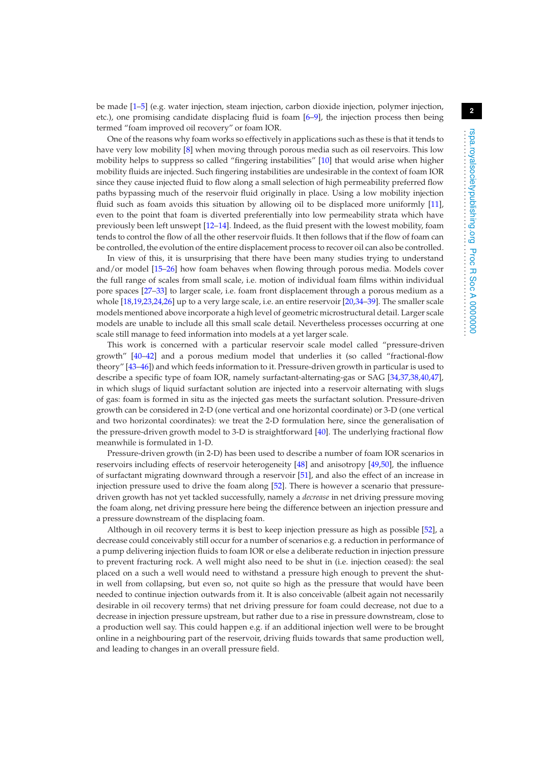be made [1–5] (e.g. water injection, steam injection, carbon dioxide injection, polymer injection, etc.), one promising candidate displacing fluid is foam [6–9], the injection process then being termed “foam improved oil recovery” or foam IOR.

One of the reasons why foam works so effectively in applications such as these is that it tends to have very low mobility [8] when moving through porous media such as oil reservoirs. This low mobility helps to suppress so called “fingering instabilities” [10] that would arise when higher mobility fluids are injected. Such fingering instabilities are undesirable in the context of foam IOR since they cause injected fluid to flow along a small selection of high permeability preferred flow paths bypassing much of the reservoir fluid originally in place. Using a low mobility injection fluid such as foam avoids this situation by allowing oil to be displaced more uniformly [11], even to the point that foam is diverted preferentially into low permeability strata which have previously been left unswept [12–14]. Indeed, as the fluid present with the lowest mobility, foam tends to control the flow of all the other reservoir fluids. It then follows that if the flow of foam can be controlled, the evolution of the entire displacement process to recover oil can also be controlled.

In view of this, it is unsurprising that there have been many studies trying to understand and/or model [15–26] how foam behaves when flowing through porous media. Models cover the full range of scales from small scale, i.e. motion of individual foam films within individual pore spaces [27–33] to larger scale, i.e. foam front displacement through a porous medium as a whole [18,19,23,24,26] up to a very large scale, i.e. an entire reservoir [20,34–39]. The smaller scale models mentioned above incorporate a high level of geometric microstructural detail. Larger scale models are unable to include all this small scale detail. Nevertheless processes occurring at one scale still manage to feed information into models at a yet larger scale.

This work is concerned with a particular reservoir scale model called “pressure-driven growth” [40–42] and a porous medium model that underlies it (so called “fractional-flow theory” [43–46]) and which feeds information to it. Pressure-driven growth in particular is used to describe a specific type of foam IOR, namely surfactant-alternating-gas or SAG [34,37,38,40,47], in which slugs of liquid surfactant solution are injected into a reservoir alternating with slugs of gas: foam is formed in situ as the injected gas meets the surfactant solution. Pressure-driven growth can be considered in 2-D (one vertical and one horizontal coordinate) or 3-D (one vertical and two horizontal coordinates): we treat the 2-D formulation here, since the generalisation of the pressure-driven growth model to 3-D is straightforward [40]. The underlying fractional flow meanwhile is formulated in 1-D.

Pressure-driven growth (in 2-D) has been used to describe a number of foam IOR scenarios in reservoirs including effects of reservoir heterogeneity [48] and anisotropy [49,50], the influence of surfactant migrating downward through a reservoir [51], and also the effect of an increase in injection pressure used to drive the foam along [52]. There is however a scenario that pressure-driven growth has not yet tackled successfully, namely a *decrease* in net driving pressure moving the foam along, net driving pressure here being the difference between an injection pressure and a pressure downstream of the displacing foam.

Although in oil recovery terms it is best to keep injection pressure as high as possible [52], a decrease could conceivably still occur for a number of scenarios e.g. a reduction in performance of a pump delivering injection fluids to foam IOR or else a deliberate reduction in injection pressure to prevent fracturing rock. A well might also need to be shut in (i.e. injection ceased): the seal placed on a such a well would need to withstand a pressure high enough to prevent the shut-in well from collapsing, but even so, not quite so high as the pressure that would have been needed to continue injection outwards from it. It is also conceivable (albeit again not necessarily desirable in oil recovery terms) that net driving pressure for foam could decrease, not due to a decrease in injection pressure upstream, but rather due to a rise in pressure downstream, close to a production well say. This could happen e.g. if an additional injection well were to be brought online in a neighbouring part of the reservoir, driving fluids towards that same production well, and leading to changes in an overall pressure field.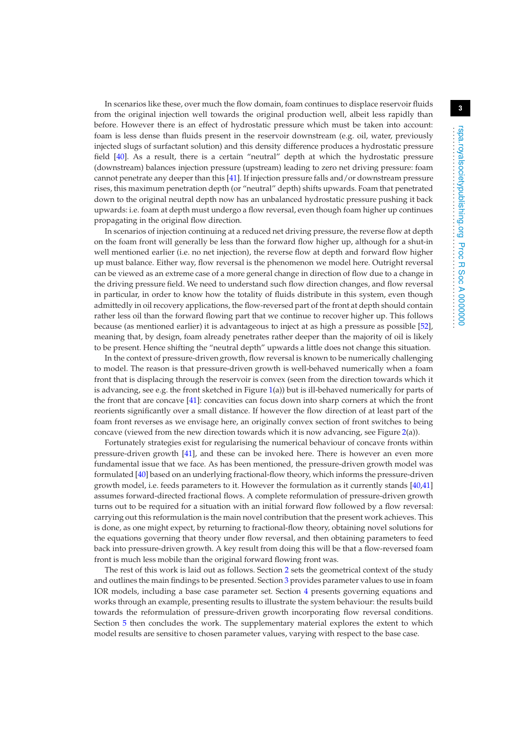In scenarios like these, over much the flow domain, foam continues to displace reservoir fluids from the original injection well towards the original production well, albeit less rapidly than before. However there is an effect of hydrostatic pressure which must be taken into account: foam is less dense than fluids present in the reservoir downstream (e.g. oil, water, previously injected slugs of surfactant solution) and this density difference produces a hydrostatic pressure field [40]. As a result, there is a certain "neutral" depth at which the hydrostatic pressure (downstream) balances injection pressure (upstream) leading to zero net driving pressure: foam cannot penetrate any deeper than this [41]. If injection pressure falls and/or downstream pressure rises, this maximum penetration depth (or "neutral" depth) shifts upwards. Foam that penetrated down to the original neutral depth now has an unbalanced hydrostatic pressure pushing it back upwards: i.e. foam at depth must undergo a flow reversal, even though foam higher up continues propagating in the original flow direction.

In scenarios of injection continuing at a reduced net driving pressure, the reverse flow at depth on the foam front will generally be less than the forward flow higher up, although for a shut-in well mentioned earlier (i.e. no net injection), the reverse flow at depth and forward flow higher up must balance. Either way, flow reversal is the phenomenon we model here. Outright reversal can be viewed as an extreme case of a more general change in direction of flow due to a change in the driving pressure field. We need to understand such flow direction changes, and flow reversal in particular, in order to know how the totality of fluids distribute in this system, even though admittedly in oil recovery applications, the flow-reversed part of the front at depth should contain rather less oil than the forward flowing part that we continue to recover higher up. This follows because (as mentioned earlier) it is advantageous to inject at as high a pressure as possible [52], meaning that, by design, foam already penetrates rather deeper than the majority of oil is likely to be present. Hence shifting the "neutral depth" upwards a little does not change this situation.

In the context of pressure-driven growth, flow reversal is known to be numerically challenging to model. The reason is that pressure-driven growth is well-behaved numerically when a foam front that is displacing through the reservoir is convex (seen from the direction towards which it is advancing, see e.g. the front sketched in Figure 1(a)) but is ill-behaved numerically for parts of the front that are concave [41]: concavities can focus down into sharp corners at which the front reorients significantly over a small distance. If however the flow direction of at least part of the foam front reverses as we envisage here, an originally convex section of front switches to being concave (viewed from the new direction towards which it is now advancing, see Figure 2(a)).

Fortunately strategies exist for regularising the numerical behaviour of concave fronts within pressure-driven growth [41], and these can be invoked here. There is however an even more fundamental issue that we face. As has been mentioned, the pressure-driven growth model was formulated [40] based on an underlying fractional-flow theory, which informs the pressure-driven growth model, i.e. feeds parameters to it. However the formulation as it currently stands [40,41] assumes forward-directed fractional flows. A complete reformulation of pressure-driven growth turns out to be required for a situation with an initial forward flow followed by a flow reversal: carrying out this reformulation is the main novel contribution that the present work achieves. This is done, as one might expect, by returning to fractional-flow theory, obtaining novel solutions for the equations governing that theory under flow reversal, and then obtaining parameters to feed back into pressure-driven growth. A key result from doing this will be that a flow-reversed foam front is much less mobile than the original forward flowing front was.

The rest of this work is laid out as follows. Section 2 sets the geometrical context of the study and outlines the main findings to be presented. Section 3 provides parameter values to use in foam IOR models, including a base case parameter set. Section 4 presents governing equations and works through an example, presenting results to illustrate the system behaviour: the results build towards the reformulation of pressure-driven growth incorporating flow reversal conditions. Section 5 then concludes the work. The supplementary material explores the extent to which model results are sensitive to chosen parameter values, varying with respect to the base case.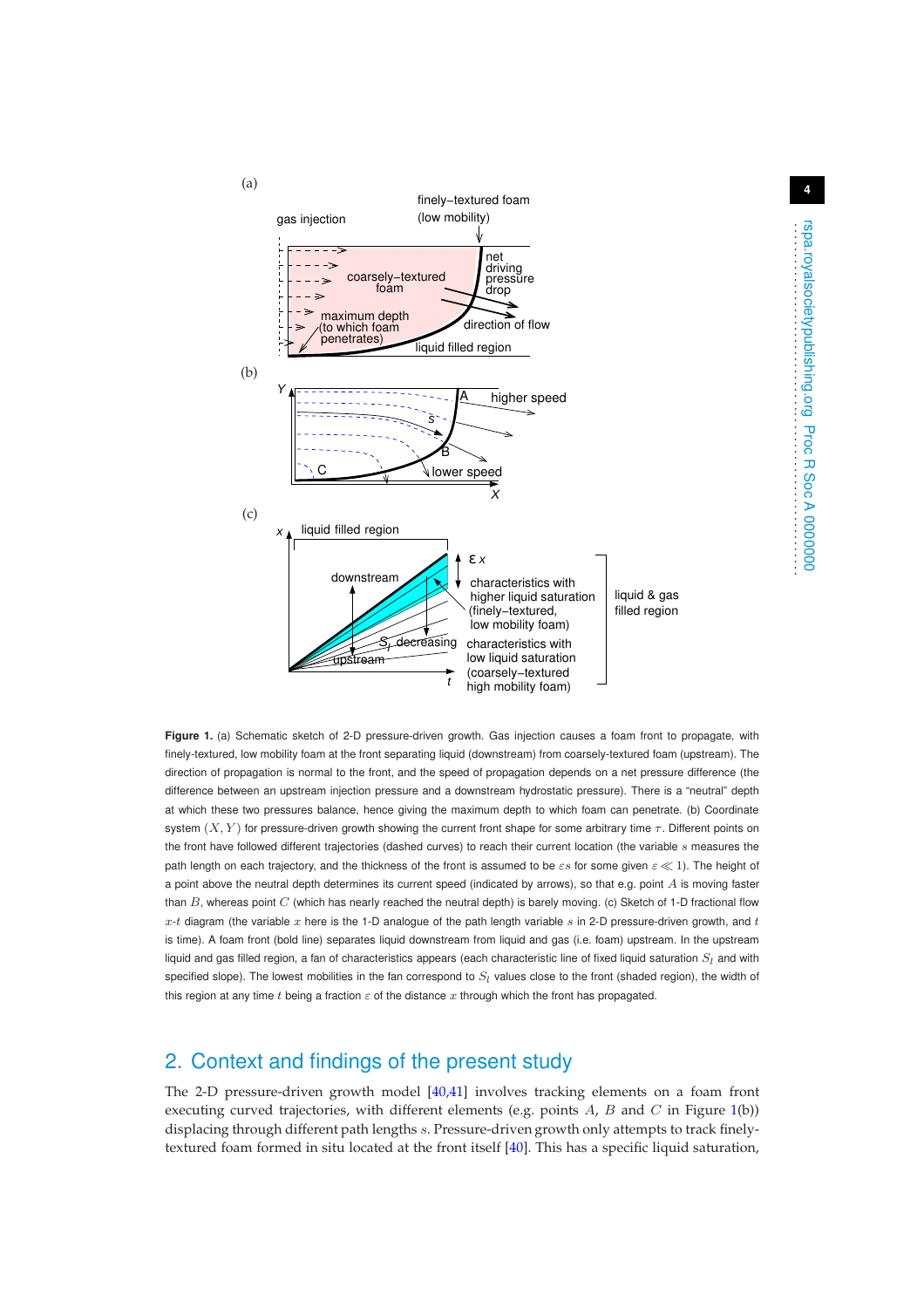**Figure 1.** (a) Schematic sketch of 2-D pressure-driven growth. Gas injection causes a foam front to propagate, with finely-textured, low mobility foam at the front separating liquid (downstream) from coarsely-textured foam (upstream). The direction of propagation is normal to the front, and the speed of propagation depends on a net pressure difference (the difference between an upstream injection pressure and a downstream hydrostatic pressure). There is a "neutral" depth at which these two pressures balance, hence giving the maximum depth to which foam can penetrate. (b) Coordinate system $(X, Y)$ for pressure-driven growth showing the current front shape for some arbitrary time $\tau$. Different points on the front have followed different trajectories (dashed curves) to reach their current location (the variable $s$ measures the path length on each trajectory, and the thickness of the front is assumed to be $\varepsilon s$ for some given $\varepsilon \ll 1$). The height of a point above the neutral depth determines its current speed (indicated by arrows), so that e.g. point $A$ is moving faster than $B$, whereas point $C$ (which has nearly reached the neutral depth) is barely moving. (c) Sketch of 1-D fractional flow $x$-$t$ diagram (the variable $x$ here is the 1-D analogue of the path length variable $s$ in 2-D pressure-driven growth, and $t$ is time). A foam front (bold line) separates liquid downstream from liquid and gas (i.e. foam) upstream. In the upstream liquid and gas filled region, a fan of characteristics appears (each characteristic line of fixed liquid saturation $S_l$ and with specified slope). The lowest mobilities in the fan correspond to $S_l$ values close to the front (shaded region), the width of this region at any time $t$ being a fraction $\varepsilon$ of the distance $x$ through which the front has propagated.

## 2. Context and findings of the present study

The 2-D pressure-driven growth model [40,41] involves tracking elements on a foam front executing curved trajectories, with different elements (e.g. points $A$, $B$ and $C$ in Figure 1(b)) displacing through different path lengths $s$. Pressure-driven growth only attempts to track finely-textured foam formed in situ located at the front itself [40]. This has a specific liquid saturation,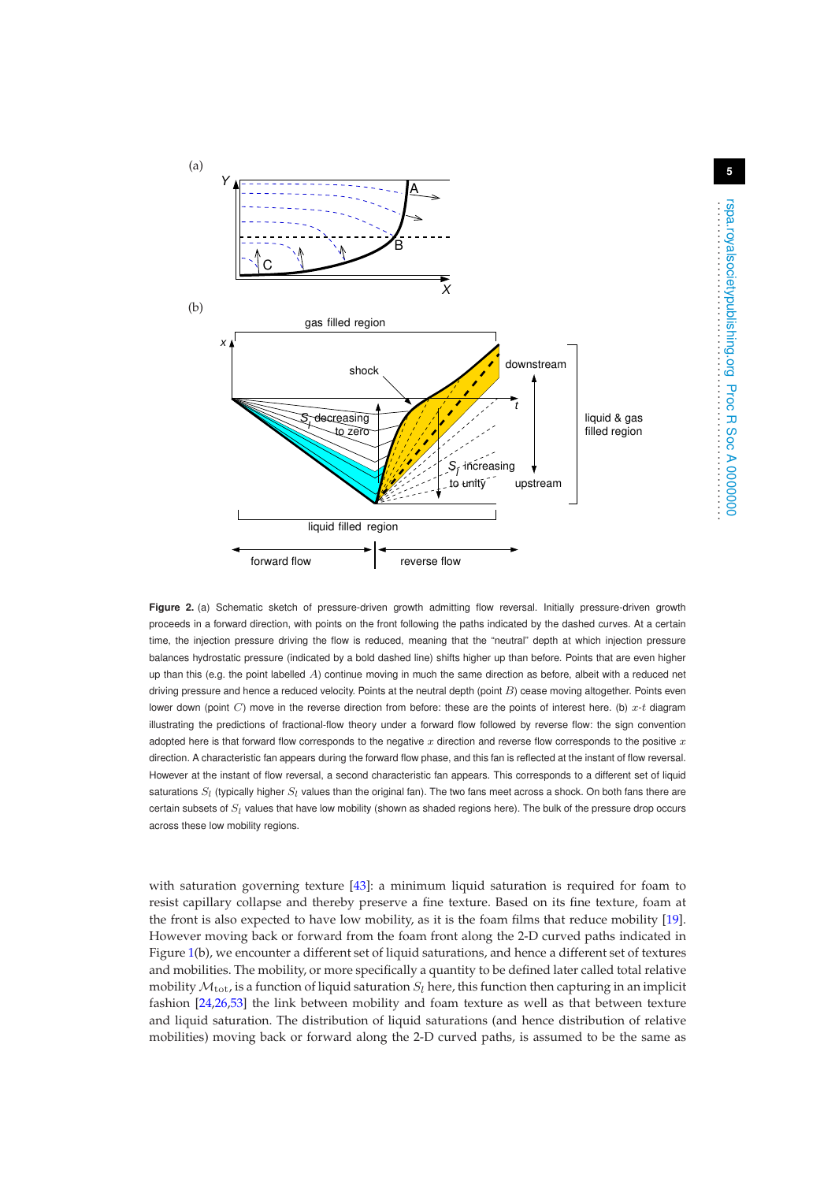**Figure 2.** (a) Schematic sketch of pressure-driven growth admitting flow reversal. Initially pressure-driven growth proceeds in a forward direction, with points on the front following the paths indicated by the dashed curves. At a certain time, the injection pressure driving the flow is reduced, meaning that the "neutral" depth at which injection pressure balances hydrostatic pressure (indicated by a bold dashed line) shifts higher up than before. Points that are even higher up than this (e.g. the point labelled $A$) continue moving in much the same direction as before, albeit with a reduced net driving pressure and hence a reduced velocity. Points at the neutral depth (point $B$) cease moving altogether. Points even lower down (point $C$) move in the reverse direction from before: these are the points of interest here. (b) $x$-$t$ diagram illustrating the predictions of fractional-flow theory under a forward flow followed by reverse flow: the sign convention adopted here is that forward flow corresponds to the negative $x$ direction and reverse flow corresponds to the positive $x$ direction. A characteristic fan appears during the forward flow phase, and this fan is reflected at the instant of flow reversal. However at the instant of flow reversal, a second characteristic fan appears. This corresponds to a different set of liquid saturations $S_l$ (typically higher $S_l$ values than the original fan). The two fans meet across a shock. On both fans there are certain subsets of $S_l$ values that have low mobility (shown as shaded regions here). The bulk of the pressure drop occurs across these low mobility regions.

with saturation governing texture [43]: a minimum liquid saturation is required for foam to resist capillary collapse and thereby preserve a fine texture. Based on its fine texture, foam at the front is also expected to have low mobility, as it is the foam films that reduce mobility [19]. However moving back or forward from the foam front along the 2-D curved paths indicated in Figure 1(b), we encounter a different set of liquid saturations, and hence a different set of textures and mobilities. The mobility, or more specifically a quantity to be defined later called total relative mobility $\mathcal{M}_{\mathrm{tot}}$, is a function of liquid saturation $S_l$ here, this function then capturing in an implicit fashion [24,26,53] the link between mobility and foam texture as well as that between texture and liquid saturation. The distribution of liquid saturations (and hence distribution of relative mobilities) moving back or forward along the 2-D curved paths, is assumed to be the same as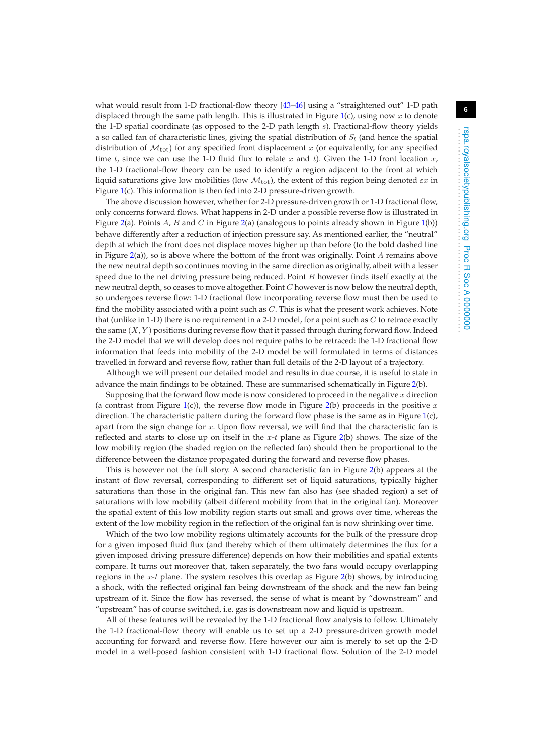what would result from 1-D fractional-flow theory [43–46] using a "straightened out" 1-D path displaced through the same path length. This is illustrated in Figure 1(c), using now $x$ to denote the 1-D spatial coordinate (as opposed to the 2-D path length $s$). Fractional-flow theory yields a so called fan of characteristic lines, giving the spatial distribution of $S_l$ (and hence the spatial distribution of $\mathcal{M}_{\rm tot}$) for any specified front displacement $x$ (or equivalently, for any specified time $t$, since we can use the 1-D fluid flux to relate $x$ and $t$). Given the 1-D front location $x$, the 1-D fractional-flow theory can be used to identify a region adjacent to the front at which liquid saturations give low mobilities (low $\mathcal{M}_{\rm tot}$), the extent of this region being denoted $\varepsilon x$ in Figure 1(c). This information is then fed into 2-D pressure-driven growth.

The above discussion however, whether for 2-D pressure-driven growth or 1-D fractional flow, only concerns forward flows. What happens in 2-D under a possible reverse flow is illustrated in Figure 2(a). Points $A$, $B$ and $C$ in Figure 2(a) (analogous to points already shown in Figure 1(b)) behave differently after a reduction of injection pressure say. As mentioned earlier, the "neutral" depth at which the front does not displace moves higher up than before (to the bold dashed line in Figure 2(a)), so is above where the bottom of the front was originally. Point $A$ remains above the new neutral depth so continues moving in the same direction as originally, albeit with a lesser speed due to the net driving pressure being reduced. Point $B$ however finds itself exactly at the new neutral depth, so ceases to move altogether. Point $C$ however is now below the neutral depth, so undergoes reverse flow: 1-D fractional flow incorporating reverse flow must then be used to find the mobility associated with a point such as $C$. This is what the present work achieves. Note that (unlike in 1-D) there is no requirement in a 2-D model, for a point such as $C$ to retrace exactly the same $(X, Y)$ positions during reverse flow that it passed through during forward flow. Indeed the 2-D model that we will develop does not require paths to be retraced: the 1-D fractional flow information that feeds into mobility of the 2-D model be will formulated in terms of distances travelled in forward and reverse flow, rather than full details of the 2-D layout of a trajectory.

Although we will present our detailed model and results in due course, it is useful to state in advance the main findings to be obtained. These are summarised schematically in Figure 2(b).

Supposing that the forward flow mode is now considered to proceed in the negative $x$ direction (a contrast from Figure 1(c)), the reverse flow mode in Figure 2(b) proceeds in the positive $x$ direction. The characteristic pattern during the forward flow phase is the same as in Figure 1(c), apart from the sign change for $x$. Upon flow reversal, we will find that the characteristic fan is reflected and starts to close up on itself in the $x$-$t$ plane as Figure 2(b) shows. The size of the low mobility region (the shaded region on the reflected fan) should then be proportional to the difference between the distance propagated during the forward and reverse flow phases.

This is however not the full story. A second characteristic fan in Figure 2(b) appears at the instant of flow reversal, corresponding to different set of liquid saturations, typically higher saturations than those in the original fan. This new fan also has (see shaded region) a set of saturations with low mobility (albeit different mobility from that in the original fan). Moreover the spatial extent of this low mobility region starts out small and grows over time, whereas the extent of the low mobility region in the reflection of the original fan is now shrinking over time.

Which of the two low mobility regions ultimately accounts for the bulk of the pressure drop for a given imposed fluid flux (and thereby which of them ultimately determines the flux for a given imposed driving pressure difference) depends on how their mobilities and spatial extents compare. It turns out moreover that, taken separately, the two fans would occupy overlapping regions in the $x$-$t$ plane. The system resolves this overlap as Figure 2(b) shows, by introducing a shock, with the reflected original fan being downstream of the shock and the new fan being upstream of it. Since the flow has reversed, the sense of what is meant by "downstream" and "upstream" has of course switched, i.e. gas is downstream now and liquid is upstream.

All of these features will be revealed by the 1-D fractional flow analysis to follow. Ultimately the 1-D fractional-flow theory will enable us to set up a 2-D pressure-driven growth model accounting for forward and reverse flow. Here however our aim is merely to set up the 2-D model in a well-posed fashion consistent with 1-D fractional flow. Solution of the 2-D model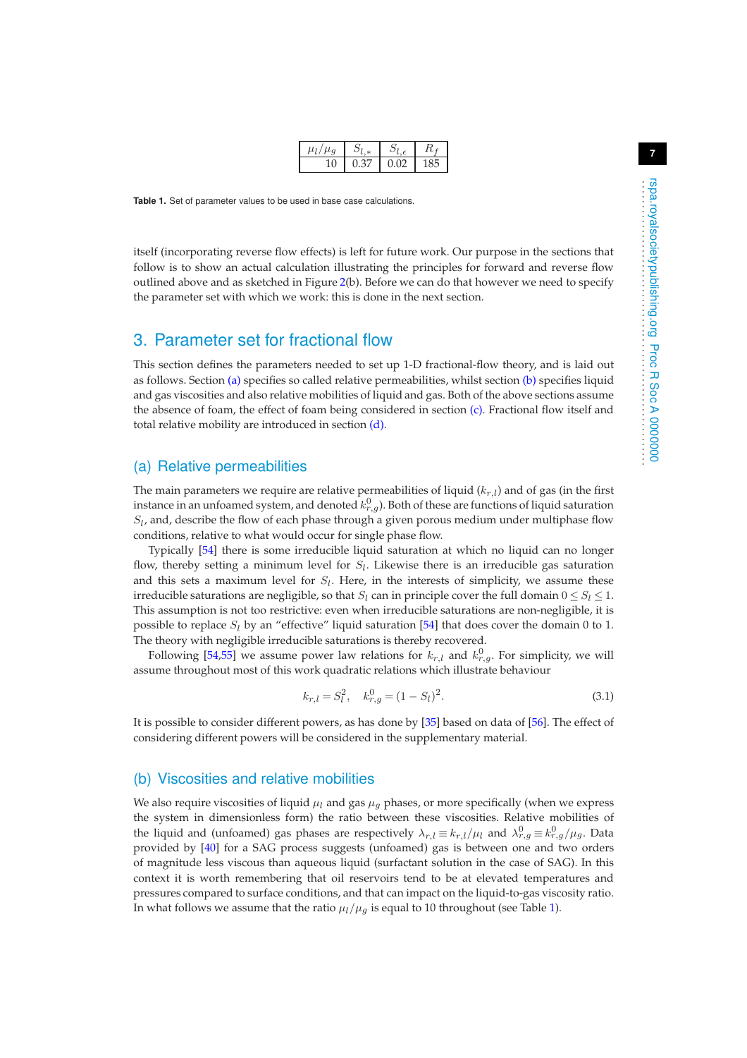| $\mu_l/\mu_g$ | $S_{l,*}$ | $S_{l,\epsilon}$ | $R_f$ |
|---|---|---|---|
| 10 | 0.37 | 0.02 | 185 |

**Table 1.** Set of parameter values to be used in base case calculations.

itself (incorporating reverse flow effects) is left for future work. Our purpose in the sections that follow is to show an actual calculation illustrating the principles for forward and reverse flow outlined above and as sketched in Figure 2(b). Before we can do that however we need to specify the parameter set with which we work: this is done in the next section.

## 3. Parameter set for fractional flow

This section defines the parameters needed to set up 1-D fractional-flow theory, and is laid out as follows. Section (a) specifies so called relative permeabilities, whilst section (b) specifies liquid and gas viscosities and also relative mobilities of liquid and gas. Both of the above sections assume the absence of foam, the effect of foam being considered in section (c). Fractional flow itself and total relative mobility are introduced in section (d).

### (a) Relative permeabilities

The main parameters we require are relative permeabilities of liquid ($k_{r,l}$) and of gas (in the first instance in an unfoamed system, and denoted $k^0_{r,g}$). Both of these are functions of liquid saturation $S_l$, and, describe the flow of each phase through a given porous medium under multiphase flow conditions, relative to what would occur for single phase flow.

Typically [54] there is some irreducible liquid saturation at which no liquid can no longer flow, thereby setting a minimum level for $S_l$. Likewise there is an irreducible gas saturation and this sets a maximum level for $S_l$. Here, in the interests of simplicity, we assume these irreducible saturations are negligible, so that $S_l$ can in principle cover the full domain $0 \le S_l \le 1$. This assumption is not too restrictive: even when irreducible saturations are non-negligible, it is possible to replace $S_l$ by an "effective" liquid saturation [54] that does cover the domain 0 to 1. The theory with negligible irreducible saturations is thereby recovered.

Following [54,55] we assume power law relations for $k_{r,l}$ and $k^0_{r,g}$. For simplicity, we will assume throughout most of this work quadratic relations which illustrate behaviour

$$k_{r,l} = S_l^2, \quad k^0_{r,g} = (1 - S_l)^2. \tag{3.1}$$

It is possible to consider different powers, as has done by [35] based on data of [56]. The effect of considering different powers will be considered in the supplementary material.

### (b) Viscosities and relative mobilities

We also require viscosities of liquid $\mu_l$ and gas $\mu_g$ phases, or more specifically (when we express the system in dimensionless form) the ratio between these viscosities. Relative mobilities of the liquid and (unfoamed) gas phases are respectively $\lambda_{r,l} \equiv k_{r,l}/\mu_l$ and $\lambda^0_{r,g} \equiv k^0_{r,g}/\mu_g$. Data provided by [40] for a SAG process suggests (unfoamed) gas is between one and two orders of magnitude less viscous than aqueous liquid (surfactant solution in the case of SAG). In this context it is worth remembering that oil reservoirs tend to be at elevated temperatures and pressures compared to surface conditions, and that can impact on the liquid-to-gas viscosity ratio. In what follows we assume that the ratio $\mu_l/\mu_g$ is equal to 10 throughout (see Table 1).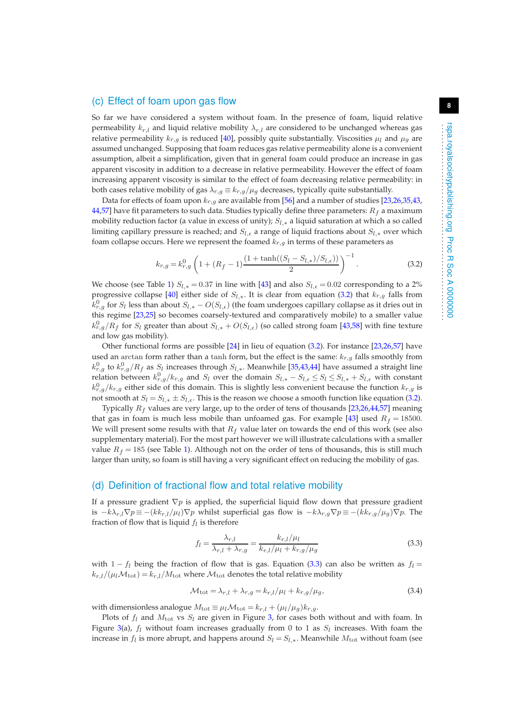## (c) Effect of foam upon gas flow

So far we have considered a system without foam. In the presence of foam, liquid relative permeability $k_{r,l}$ and liquid relative mobility $\lambda_{r,l}$ are considered to be unchanged whereas gas relative permeability $k_{r,g}$ is reduced [40], possibly quite substantially. Viscosities $\mu_l$ and $\mu_g$ are assumed unchanged. Supposing that foam reduces gas relative permeability alone is a convenient assumption, albeit a simplification, given that in general foam could produce an increase in gas apparent viscosity in addition to a decrease in relative permeability. However the effect of foam increasing apparent viscosity is similar to the effect of foam decreasing relative permeability: in both cases relative mobility of gas $\lambda_{r,g} \equiv k_{r,g}/\mu_g$ decreases, typically quite substantially.

Data for effects of foam upon $k_{r,g}$ are available from [56] and a number of studies [23,26,35,43,44,57] have fit parameters to such data. Studies typically define three parameters: $R_f$ a maximum mobility reduction factor (a value in excess of unity); $S_{l,*}$ a liquid saturation at which a so called limiting capillary pressure is reached; and $S_{l,\epsilon}$ a range of liquid fractions about $S_{l,*}$ over which foam collapse occurs. Here we represent the foamed $k_{r,g}$ in terms of these parameters as

$$k_{r,g} = k_{r,g}^{0} \left(1 + (R_f - 1)\frac{(1 + \tanh((S_l - S_{l,*})/S_{l,\epsilon}))}{2}\right)^{-1}. \tag{3.2}$$

We choose (see Table 1) $S_{l,*} = 0.37$ in line with [43] and also $S_{l,\epsilon} = 0.02$ corresponding to a 2% progressive collapse [40] either side of $S_{l,*}$. It is clear from equation (3.2) that $k_{r,g}$ falls from $k_{r,g}^{0}$ for $S_l$ less than about $S_{l,*} - O(S_{l,\epsilon})$ (the foam undergoes capillary collapse as it dries out in this regime [23,25] so becomes coarsely-textured and comparatively mobile) to a smaller value $k_{r,g}^{0}/R_f$ for $S_l$ greater than about $S_{l,*} + O(S_{l,\epsilon})$ (so called strong foam [43,58] with fine texture and low gas mobility).

Other functional forms are possible [24] in lieu of equation (3.2). For instance [23,26,57] have used an arctan form rather than a tanh form, but the effect is the same: $k_{r,g}$ falls smoothly from $k_{r,g}^{0}$ to $k_{r,g}^{0}/R_f$ as $S_l$ increases through $S_{l,*}$. Meanwhile [35,43,44] have assumed a straight line relation between $k_{r,g}^{0}/k_{r,g}$ and $S_l$ over the domain $S_{l,*} - S_{l,\epsilon} \le S_l \le S_{l,*} + S_{l,\epsilon}$ with constant $k_{r,g}^{0}/k_{r,g}$ either side of this domain. This is slightly less convenient because the function $k_{r,g}$ is not smooth at $S_l = S_{l,*} \pm S_{l,\epsilon}$. This is the reason we choose a smooth function like equation (3.2).

Typically $R_f$ values are very large, up to the order of tens of thousands [23,26,44,57] meaning that gas in foam is much less mobile than unfoamed gas. For example [43] used $R_f = 18500$. We will present some results with that $R_f$ value later on towards the end of this work (see also supplementary material). For the most part however we will illustrate calculations with a smaller value $R_f = 185$ (see Table 1). Although not on the order of tens of thousands, this is still much larger than unity, so foam is still having a very significant effect on reducing the mobility of gas.

## (d) Definition of fractional flow and total relative mobility

If a pressure gradient $\nabla p$ is applied, the superficial liquid flow down that pressure gradient is $-k\lambda_{r,l}\nabla p \equiv -(k k_{r,l}/\mu_l)\nabla p$ whilst superficial gas flow is $-k\lambda_{r,g}\nabla p \equiv -(k k_{r,g}/\mu_g)\nabla p$. The fraction of flow that is liquid $f_l$ is therefore

$$f_l = \frac{\lambda_{r,l}}{\lambda_{r,l} + \lambda_{r,g}} = \frac{k_{r,l}/\mu_l}{k_{r,l}/\mu_l + k_{r,g}/\mu_g} \tag{3.3}$$

with $1 - f_l$ being the fraction of flow that is gas. Equation (3.3) can also be written as $f_l = k_{r,l}/(\mu_l \mathcal{M}_{\text{tot}}) = k_{r,l}/M_{\text{tot}}$ where $\mathcal{M}_{\text{tot}}$ denotes the total relative mobility

$$\mathcal{M}_{\text{tot}} = \lambda_{r,l} + \lambda_{r,g} = k_{r,l}/\mu_l + k_{r,g}/\mu_g, \tag{3.4}$$

with dimensionless analogue $M_{\text{tot}} \equiv \mu_l \mathcal{M}_{\text{tot}} = k_{r,l} + (\mu_l/\mu_g) k_{r,g}$.

Plots of $f_l$ and $M_{\text{tot}}$ vs $S_l$ are given in Figure 3, for cases both without and with foam. In Figure 3(a), $f_l$ without foam increases gradually from 0 to 1 as $S_l$ increases. With foam the increase in $f_l$ is more abrupt, and happens around $S_l = S_{l,*}$. Meanwhile $M_{\text{tot}}$ without foam (see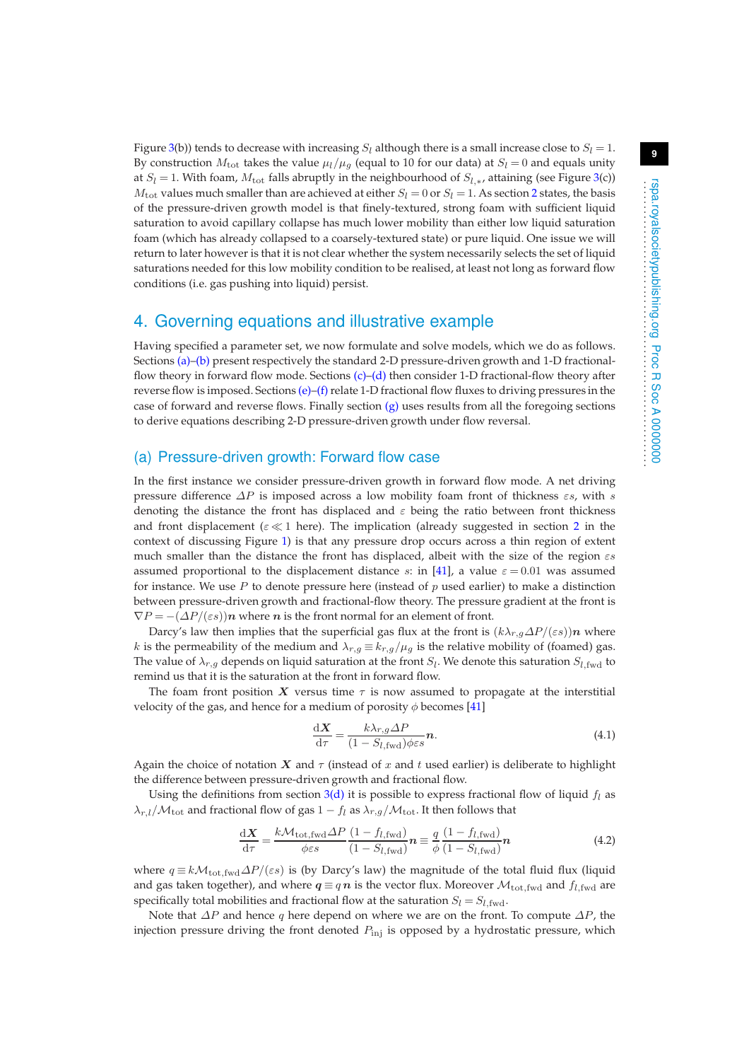Figure 3(b)) tends to decrease with increasing $S_l$ although there is a small increase close to $S_l = 1$. By construction $M_{\text{tot}}$ takes the value $\mu_l/\mu_g$ (equal to 10 for our data) at $S_l = 0$ and equals unity at $S_l = 1$. With foam, $M_{\text{tot}}$ falls abruptly in the neighbourhood of $S_{l,*}$, attaining (see Figure 3(c)) $M_{\text{tot}}$ values much smaller than are achieved at either $S_l = 0$ or $S_l = 1$. As section 2 states, the basis of the pressure-driven growth model is that finely-textured, strong foam with sufficient liquid saturation to avoid capillary collapse has much lower mobility than either low liquid saturation foam (which has already collapsed to a coarsely-textured state) or pure liquid. One issue we will return to later however is that it is not clear whether the system necessarily selects the set of liquid saturations needed for this low mobility condition to be realised, at least not long as forward flow conditions (i.e. gas pushing into liquid) persist.

## 4. Governing equations and illustrative example

Having specified a parameter set, we now formulate and solve models, which we do as follows. Sections (a)–(b) present respectively the standard 2-D pressure-driven growth and 1-D fractional-flow theory in forward flow mode. Sections (c)–(d) then consider 1-D fractional-flow theory after reverse flow is imposed. Sections (e)–(f) relate 1-D fractional flow fluxes to driving pressures in the case of forward and reverse flows. Finally section (g) uses results from all the foregoing sections to derive equations describing 2-D pressure-driven growth under flow reversal.

### (a) Pressure-driven growth: Forward flow case

In the first instance we consider pressure-driven growth in forward flow mode. A net driving pressure difference $\Delta P$ is imposed across a low mobility foam front of thickness $\varepsilon s$, with $s$ denoting the distance the front has displaced and $\varepsilon$ being the ratio between front thickness and front displacement ($\varepsilon \ll 1$ here). The implication (already suggested in section 2 in the context of discussing Figure 1) is that any pressure drop occurs across a thin region of extent much smaller than the distance the front has displaced, albeit with the size of the region $\varepsilon s$ assumed proportional to the displacement distance $s$: in [41], a value $\varepsilon = 0.01$ was assumed for instance. We use $P$ to denote pressure here (instead of $p$ used earlier) to make a distinction between pressure-driven growth and fractional-flow theory. The pressure gradient at the front is $\nabla P = -(\Delta P/(\varepsilon s))\boldsymbol{n}$ where $\boldsymbol{n}$ is the front normal for an element of front.

Darcy's law then implies that the superficial gas flux at the front is $(k\lambda_{r,g}\Delta P/(\varepsilon s))\boldsymbol{n}$ where $k$ is the permeability of the medium and $\lambda_{r,g} \equiv k_{r,g}/\mu_g$ is the relative mobility of (foamed) gas. The value of $\lambda_{r,g}$ depends on liquid saturation at the front $S_l$. We denote this saturation $S_{l,\text{fwd}}$ to remind us that it is the saturation at the front in forward flow.

The foam front position $\boldsymbol{X}$ versus time $\tau$ is now assumed to propagate at the interstitial velocity of the gas, and hence for a medium of porosity $\phi$ becomes [41]

$$\frac{\mathrm{d}\boldsymbol{X}}{\mathrm{d}\tau} = \frac{k\lambda_{r,g}\Delta P}{(1 - S_{l,\text{fwd}})\phi\varepsilon s}\boldsymbol{n}. \tag{4.1}$$

Again the choice of notation $\boldsymbol{X}$ and $\tau$ (instead of $x$ and $t$ used earlier) is deliberate to highlight the difference between pressure-driven growth and fractional flow.

Using the definitions from section 3(d) it is possible to express fractional flow of liquid $f_l$ as $\lambda_{r,l}/\mathcal{M}_{\text{tot}}$ and fractional flow of gas $1 - f_l$ as $\lambda_{r,g}/\mathcal{M}_{\text{tot}}$. It then follows that

$$\frac{\mathrm{d}\boldsymbol{X}}{\mathrm{d}\tau} = \frac{k\mathcal{M}_{\text{tot,fwd}}\Delta P}{\phi\varepsilon s}\frac{(1 - f_{l,\text{fwd}})}{(1 - S_{l,\text{fwd}})}\boldsymbol{n} \equiv \frac{q}{\phi}\frac{(1 - f_{l,\text{fwd}})}{(1 - S_{l,\text{fwd}})}\boldsymbol{n} \tag{4.2}$$

where $q \equiv k\mathcal{M}_{\text{tot,fwd}}\Delta P/(\varepsilon s)$ is (by Darcy's law) the magnitude of the total fluid flux (liquid and gas taken together), and where $\boldsymbol{q} \equiv q\,\boldsymbol{n}$ is the vector flux. Moreover $\mathcal{M}_{\text{tot,fwd}}$ and $f_{l,\text{fwd}}$ are specifically total mobilities and fractional flow at the saturation $S_l = S_{l,\text{fwd}}$.

Note that $\Delta P$ and hence $q$ here depend on where we are on the front. To compute $\Delta P$, the injection pressure driving the front denoted $P_{\text{inj}}$ is opposed by a hydrostatic pressure, which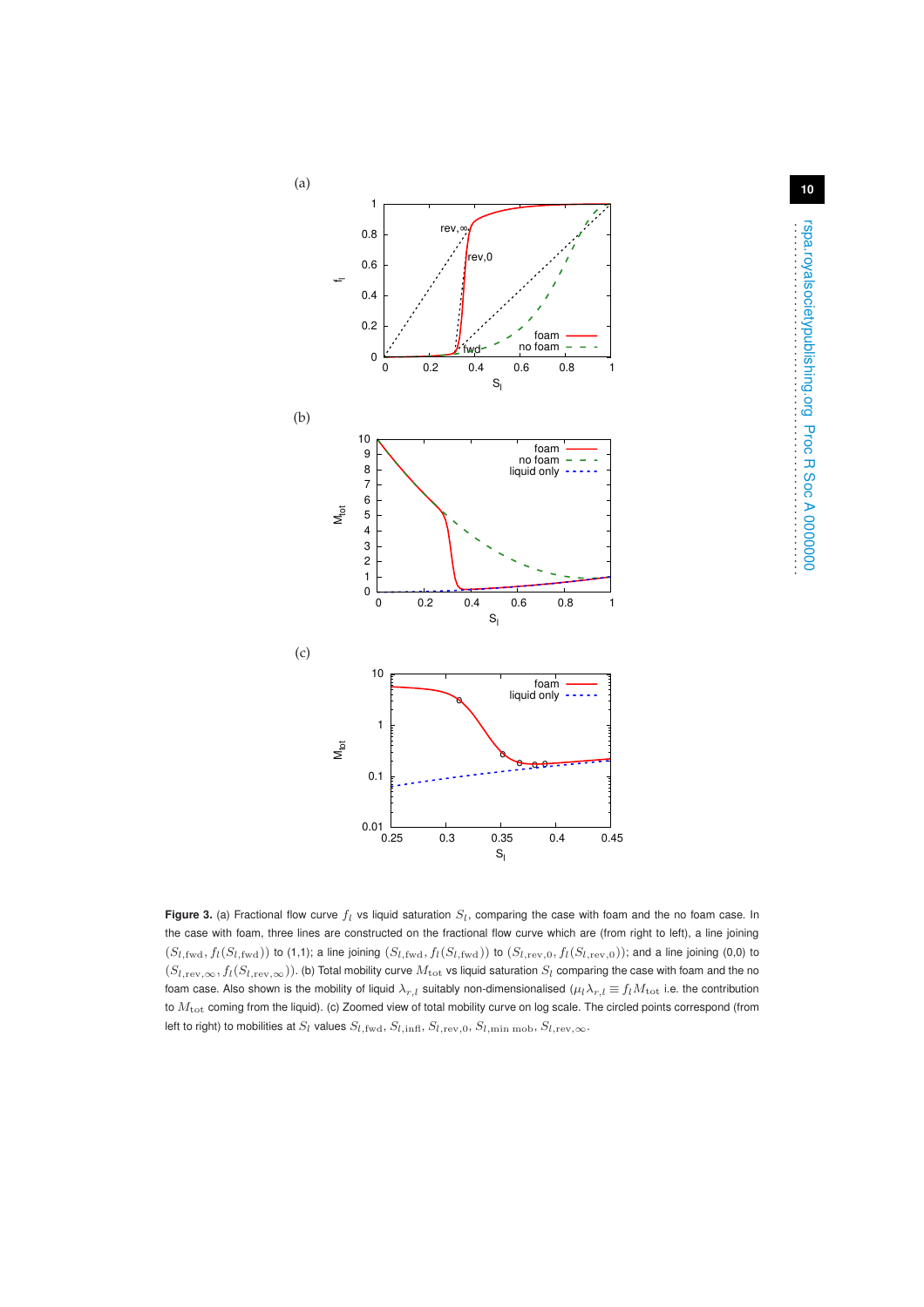**Figure 3.** (a) Fractional flow curve $f_l$ vs liquid saturation $S_l$, comparing the case with foam and the no foam case. In the case with foam, three lines are constructed on the fractional flow curve which are (from right to left), a line joining $(S_{l,\mathrm{fwd}}, f_l(S_{l,\mathrm{fwd}}))$ to (1,1); a line joining $(S_{l,\mathrm{fwd}}, f_l(S_{l,\mathrm{fwd}}))$ to $(S_{l,\mathrm{rev},0}, f_l(S_{l,\mathrm{rev},0}))$; and a line joining (0,0) to $(S_{l,\mathrm{rev},\infty}, f_l(S_{l,\mathrm{rev},\infty}))$. (b) Total mobility curve $M_{\mathrm{tot}}$ vs liquid saturation $S_l$ comparing the case with foam and the no foam case. Also shown is the mobility of liquid $\lambda_{r,l}$ suitably non-dimensionalised ($\mu_l \lambda_{r,l} \equiv f_l M_{\mathrm{tot}}$ i.e. the contribution to $M_{\mathrm{tot}}$ coming from the liquid). (c) Zoomed view of total mobility curve on log scale. The circled points correspond (from left to right) to mobilities at $S_l$ values $S_{l,\mathrm{fwd}}$, $S_{l,\mathrm{infl}}$, $S_{l,\mathrm{rev},0}$, $S_{l,\mathrm{min\ mob}}$, $S_{l,\mathrm{rev},\infty}$.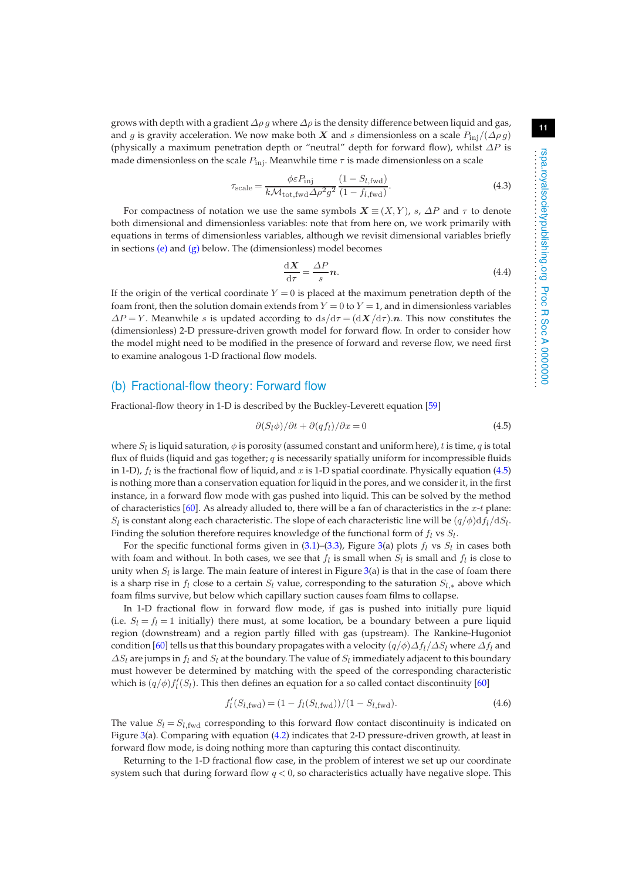grows with depth with a gradient $\Delta\rho\, g$ where $\Delta\rho$ is the density difference between liquid and gas, and $g$ is gravity acceleration. We now make both $\boldsymbol{X}$ and $s$ dimensionless on a scale $P_{\rm inj}/(\Delta\rho\, g)$ (physically a maximum penetration depth or "neutral" depth for forward flow), whilst $\Delta P$ is made dimensionless on the scale $P_{\rm inj}$. Meanwhile time $\tau$ is made dimensionless on a scale

$$\tau_{\rm scale} = \frac{\phi \varepsilon P_{\rm inj}}{k \mathcal{M}_{{\rm tot,fwd}} \Delta\rho^2 g^2} \frac{(1 - S_{l,{\rm fwd}})}{(1 - f_{l,{\rm fwd}})}. \tag{4.3}$$

For compactness of notation we use the same symbols $\boldsymbol{X} \equiv (X, Y)$, $s$, $\Delta P$ and $\tau$ to denote both dimensional and dimensionless variables: note that from here on, we work primarily with equations in terms of dimensionless variables, although we revisit dimensional variables briefly in sections (e) and (g) below. The (dimensionless) model becomes

$$\frac{{\rm d}\boldsymbol{X}}{{\rm d}\tau} = \frac{\Delta P}{s} \boldsymbol{n}. \tag{4.4}$$

If the origin of the vertical coordinate $Y = 0$ is placed at the maximum penetration depth of the foam front, then the solution domain extends from $Y = 0$ to $Y = 1$, and in dimensionless variables $\Delta P = Y$. Meanwhile $s$ is updated according to ${\rm d}s/{\rm d}\tau = ({\rm d}\boldsymbol{X}/{\rm d}\tau).\boldsymbol{n}$. This now constitutes the (dimensionless) 2-D pressure-driven growth model for forward flow. In order to consider how the model might need to be modified in the presence of forward and reverse flow, we need first to examine analogous 1-D fractional flow models.

## (b) Fractional-flow theory: Forward flow

Fractional-flow theory in 1-D is described by the Buckley-Leverett equation [59]

$$\partial(S_l \phi)/\partial t + \partial(q f_l)/\partial x = 0 \tag{4.5}$$

where $S_l$ is liquid saturation, $\phi$ is porosity (assumed constant and uniform here), $t$ is time, $q$ is total flux of fluids (liquid and gas together; $q$ is necessarily spatially uniform for incompressible fluids in 1-D), $f_l$ is the fractional flow of liquid, and $x$ is 1-D spatial coordinate. Physically equation (4.5) is nothing more than a conservation equation for liquid in the pores, and we consider it, in the first instance, in a forward flow mode with gas pushed into liquid. This can be solved by the method of characteristics [60]. As already alluded to, there will be a fan of characteristics in the $x$-$t$ plane: $S_l$ is constant along each characteristic. The slope of each characteristic line will be $(q/\phi){\rm d}f_l/{\rm d}S_l$. Finding the solution therefore requires knowledge of the functional form of $f_l$ vs $S_l$.

For the specific functional forms given in (3.1)–(3.3), Figure 3(a) plots $f_l$ vs $S_l$ in cases both with foam and without. In both cases, we see that $f_l$ is small when $S_l$ is small and $f_l$ is close to unity when $S_l$ is large. The main feature of interest in Figure 3(a) is that in the case of foam there is a sharp rise in $f_l$ close to a certain $S_l$ value, corresponding to the saturation $S_{l,*}$ above which foam films survive, but below which capillary suction causes foam films to collapse.

In 1-D fractional flow in forward flow mode, if gas is pushed into initially pure liquid (i.e. $S_l = f_l = 1$ initially) there must, at some location, be a boundary between a pure liquid region (downstream) and a region partly filled with gas (upstream). The Rankine-Hugoniot condition [60] tells us that this boundary propagates with a velocity $(q/\phi)\Delta f_l/\Delta S_l$ where $\Delta f_l$ and $\Delta S_l$ are jumps in $f_l$ and $S_l$ at the boundary. The value of $S_l$ immediately adjacent to this boundary must however be determined by matching with the speed of the corresponding characteristic which is $(q/\phi) f_l'(S_l)$. This then defines an equation for a so called contact discontinuity [60]

$$f_l'(S_{l,{\rm fwd}}) = (1 - f_l(S_{l,{\rm fwd}}))/(1 - S_{l,{\rm fwd}}). \tag{4.6}$$

The value $S_l = S_{l,{\rm fwd}}$ corresponding to this forward flow contact discontinuity is indicated on Figure 3(a). Comparing with equation (4.2) indicates that 2-D pressure-driven growth, at least in forward flow mode, is doing nothing more than capturing this contact discontinuity.

Returning to the 1-D fractional flow case, in the problem of interest we set up our coordinate system such that during forward flow $q < 0$, so characteristics actually have negative slope. This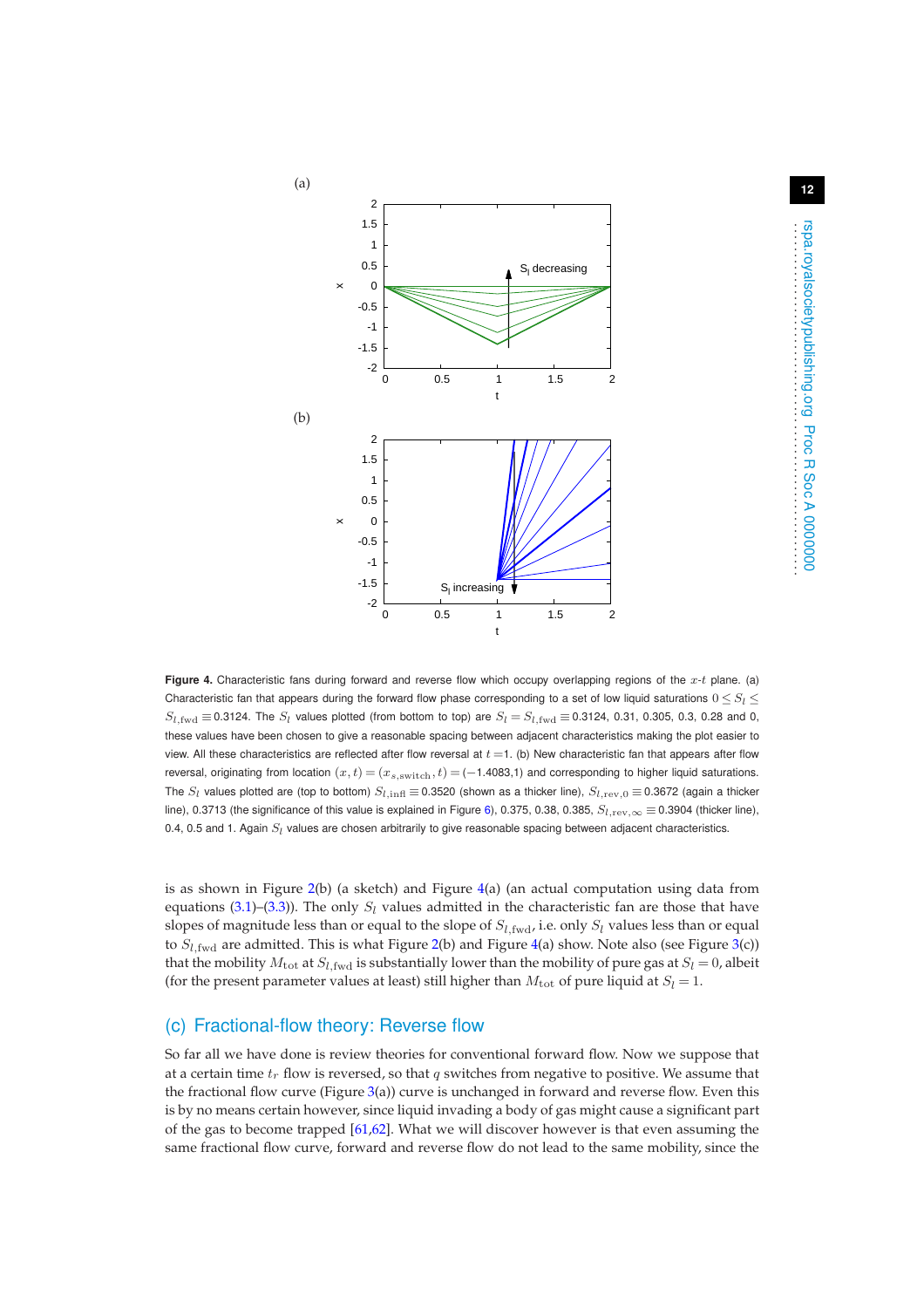**Figure 4.** Characteristic fans during forward and reverse flow which occupy overlapping regions of the $x$-$t$ plane. (a) Characteristic fan that appears during the forward flow phase corresponding to a set of low liquid saturations $0 \leq S_l \leq S_{l,\mathrm{fwd}} \equiv 0.3124$. The $S_l$ values plotted (from bottom to top) are $S_l = S_{l,\mathrm{fwd}} \equiv 0.3124$, 0.31, 0.305, 0.3, 0.28 and 0, these values have been chosen to give a reasonable spacing between adjacent characteristics making the plot easier to view. All these characteristics are reflected after flow reversal at $t = 1$. (b) New characteristic fan that appears after flow reversal, originating from location $(x,t) = (x_{s,\mathrm{switch}}, t) = (-1.4083, 1)$ and corresponding to higher liquid saturations. The $S_l$ values plotted are (top to bottom) $S_{l,\mathrm{infl}} \equiv 0.3520$ (shown as a thicker line), $S_{l,\mathrm{rev},0} \equiv 0.3672$ (again a thicker line), 0.3713 (the significance of this value is explained in Figure 6), 0.375, 0.38, 0.385, $S_{l,\mathrm{rev},\infty} \equiv 0.3904$ (thicker line), 0.4, 0.5 and 1. Again $S_l$ values are chosen arbitrarily to give reasonable spacing between adjacent characteristics.

is as shown in Figure 2(b) (a sketch) and Figure 4(a) (an actual computation using data from equations (3.1)–(3.3)). The only $S_l$ values admitted in the characteristic fan are those that have slopes of magnitude less than or equal to the slope of $S_{l,\mathrm{fwd}}$, i.e. only $S_l$ values less than or equal to $S_{l,\mathrm{fwd}}$ are admitted. This is what Figure 2(b) and Figure 4(a) show. Note also (see Figure 3(c)) that the mobility $M_{\mathrm{tot}}$ at $S_{l,\mathrm{fwd}}$ is substantially lower than the mobility of pure gas at $S_l = 0$, albeit (for the present parameter values at least) still higher than $M_{\mathrm{tot}}$ of pure liquid at $S_l = 1$.

## (c) Fractional-flow theory: Reverse flow

So far all we have done is review theories for conventional forward flow. Now we suppose that at a certain time $t_r$ flow is reversed, so that $q$ switches from negative to positive. We assume that the fractional flow curve (Figure 3(a)) curve is unchanged in forward and reverse flow. Even this is by no means certain however, since liquid invading a body of gas might cause a significant part of the gas to become trapped [61,62]. What we will discover however is that even assuming the same fractional flow curve, forward and reverse flow do not lead to the same mobility, since the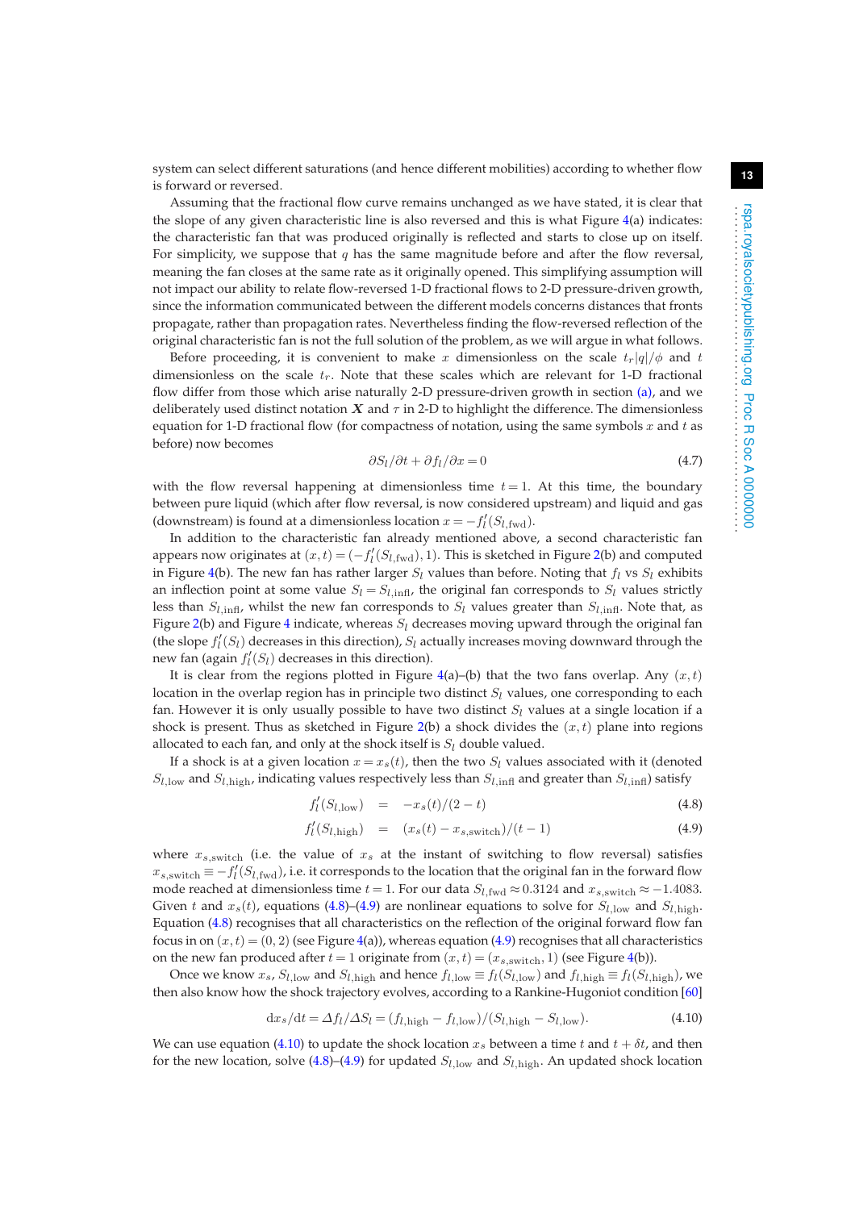system can select different saturations (and hence different mobilities) according to whether flow is forward or reversed.

Assuming that the fractional flow curve remains unchanged as we have stated, it is clear that the slope of any given characteristic line is also reversed and this is what Figure 4(a) indicates: the characteristic fan that was produced originally is reflected and starts to close up on itself. For simplicity, we suppose that $q$ has the same magnitude before and after the flow reversal, meaning the fan closes at the same rate as it originally opened. This simplifying assumption will not impact our ability to relate flow-reversed 1-D fractional flows to 2-D pressure-driven growth, since the information communicated between the different models concerns distances that fronts propagate, rather than propagation rates. Nevertheless finding the flow-reversed reflection of the original characteristic fan is not the full solution of the problem, as we will argue in what follows.

Before proceeding, it is convenient to make $x$ dimensionless on the scale $t_r|q|/\phi$ and $t$ dimensionless on the scale $t_r$. Note that these scales which are relevant for 1-D fractional flow differ from those which arise naturally 2-D pressure-driven growth in section (a), and we deliberately used distinct notation $\boldsymbol{X}$ and $\tau$ in 2-D to highlight the difference. The dimensionless equation for 1-D fractional flow (for compactness of notation, using the same symbols $x$ and $t$ as before) now becomes

$$\partial S_l/\partial t + \partial f_l/\partial x = 0 \tag{4.7}$$

with the flow reversal happening at dimensionless time $t = 1$. At this time, the boundary between pure liquid (which after flow reversal, is now considered upstream) and liquid and gas (downstream) is found at a dimensionless location $x = -f_l'(S_{l,\text{fwd}})$.

In addition to the characteristic fan already mentioned above, a second characteristic fan appears now originates at $(x, t) = (-f_l'(S_{l,\text{fwd}}), 1)$. This is sketched in Figure 2(b) and computed in Figure 4(b). The new fan has rather larger $S_l$ values than before. Noting that $f_l$ vs $S_l$ exhibits an inflection point at some value $S_l = S_{l,\text{infl}}$, the original fan corresponds to $S_l$ values strictly less than $S_{l,\text{infl}}$, whilst the new fan corresponds to $S_l$ values greater than $S_{l,\text{infl}}$. Note that, as Figure 2(b) and Figure 4 indicate, whereas $S_l$ decreases moving upward through the original fan (the slope $f_l'(S_l)$ decreases in this direction), $S_l$ actually increases moving downward through the new fan (again $f_l'(S_l)$ decreases in this direction).

It is clear from the regions plotted in Figure 4(a)–(b) that the two fans overlap. Any $(x, t)$ location in the overlap region has in principle two distinct $S_l$ values, one corresponding to each fan. However it is only usually possible to have two distinct $S_l$ values at a single location if a shock is present. Thus as sketched in Figure 2(b) a shock divides the $(x, t)$ plane into regions allocated to each fan, and only at the shock itself is $S_l$ double valued.

If a shock is at a given location $x = x_s(t)$, then the two $S_l$ values associated with it (denoted $S_{l,\text{low}}$ and $S_{l,\text{high}}$, indicating values respectively less than $S_{l,\text{infl}}$ and greater than $S_{l,\text{infl}}$) satisfy

$$f_l'(S_{l,\text{low}}) \quad = \quad -x_s(t)/(2-t) \tag{4.8}$$

$$f_l'(S_{l,\text{high}}) \quad = \quad (x_s(t) - x_{s,\text{switch}})/(t-1) \tag{4.9}$$

where $x_{s,\text{switch}}$ (i.e. the value of $x_s$ at the instant of switching to flow reversal) satisfies $x_{s,\text{switch}} \equiv -f_l'(S_{l,\text{fwd}})$, i.e. it corresponds to the location that the original fan in the forward flow mode reached at dimensionless time $t = 1$. For our data $S_{l,\text{fwd}} \approx 0.3124$ and $x_{s,\text{switch}} \approx -1.4083$. Given $t$ and $x_s(t)$, equations (4.8)–(4.9) are nonlinear equations to solve for $S_{l,\text{low}}$ and $S_{l,\text{high}}$. Equation (4.8) recognises that all characteristics on the reflection of the original forward flow fan focus in on $(x, t) = (0, 2)$ (see Figure 4(a)), whereas equation (4.9) recognises that all characteristics on the new fan produced after $t = 1$ originate from $(x, t) = (x_{s,\text{switch}}, 1)$ (see Figure 4(b)).

Once we know $x_s$, $S_{l,\text{low}}$ and $S_{l,\text{high}}$ and hence $f_{l,\text{low}} \equiv f_l(S_{l,\text{low}})$ and $f_{l,\text{high}} \equiv f_l(S_{l,\text{high}})$, we then also know how the shock trajectory evolves, according to a Rankine-Hugoniot condition [60]

$$\mathrm{d}x_s/\mathrm{d}t = \Delta f_l/\Delta S_l = (f_{l,\text{high}} - f_{l,\text{low}})/(S_{l,\text{high}} - S_{l,\text{low}}). \tag{4.10}$$

We can use equation (4.10) to update the shock location $x_s$ between a time $t$ and $t + \delta t$, and then for the new location, solve (4.8)–(4.9) for updated $S_{l,\text{low}}$ and $S_{l,\text{high}}$. An updated shock location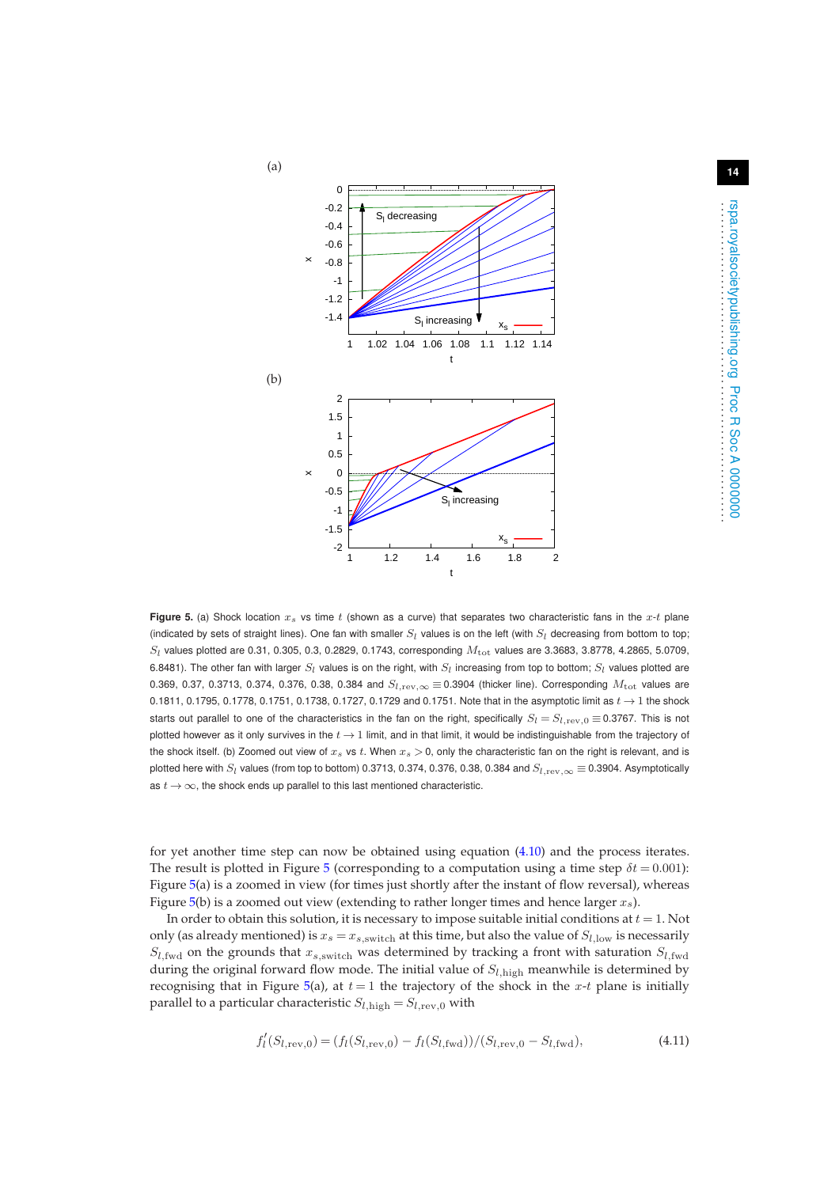**Figure 5.** (a) Shock location $x_s$ vs time $t$ (shown as a curve) that separates two characteristic fans in the $x$-$t$ plane (indicated by sets of straight lines). One fan with smaller $S_l$ values is on the left (with $S_l$ decreasing from bottom to top; $S_l$ values plotted are 0.31, 0.305, 0.3, 0.2829, 0.1743, corresponding $M_{\rm tot}$ values are 3.3683, 3.8778, 4.2865, 5.0709, 6.8481). The other fan with larger $S_l$ values is on the right, with $S_l$ increasing from top to bottom; $S_l$ values plotted are 0.369, 0.37, 0.3713, 0.374, 0.376, 0.38, 0.384 and $S_{l,{\rm rev},\infty} \equiv 0.3904$ (thicker line). Corresponding $M_{\rm tot}$ values are 0.1811, 0.1795, 0.1778, 0.1751, 0.1738, 0.1727, 0.1729 and 0.1751. Note that in the asymptotic limit as $t \to 1$ the shock starts out parallel to one of the characteristics in the fan on the right, specifically $S_l = S_{l,{\rm rev},0} \equiv 0.3767$. This is not plotted however as it only survives in the $t \to 1$ limit, and in that limit, it would be indistinguishable from the trajectory of the shock itself. (b) Zoomed out view of $x_s$ vs $t$. When $x_s > 0$, only the characteristic fan on the right is relevant, and is plotted here with $S_l$ values (from top to bottom) 0.3713, 0.374, 0.376, 0.38, 0.384 and $S_{l,{\rm rev},\infty} \equiv 0.3904$. Asymptotically as $t \to \infty$, the shock ends up parallel to this last mentioned characteristic.

for yet another time step can now be obtained using equation (4.10) and the process iterates. The result is plotted in Figure 5 (corresponding to a computation using a time step $\delta t = 0.001$): Figure 5(a) is a zoomed in view (for times just shortly after the instant of flow reversal), whereas Figure 5(b) is a zoomed out view (extending to rather longer times and hence larger $x_s$).

In order to obtain this solution, it is necessary to impose suitable initial conditions at $t = 1$. Not only (as already mentioned) is $x_s = x_{s,{\rm switch}}$ at this time, but also the value of $S_{l,{\rm low}}$ is necessarily $S_{l,{\rm fwd}}$ on the grounds that $x_{s,{\rm switch}}$ was determined by tracking a front with saturation $S_{l,{\rm fwd}}$ during the original forward flow mode. The initial value of $S_{l,{\rm high}}$ meanwhile is determined by recognising that in Figure 5(a), at $t = 1$ the trajectory of the shock in the $x$-$t$ plane is initially parallel to a particular characteristic $S_{l,{\rm high}} = S_{l,{\rm rev},0}$ with

$$f_l'(S_{l,{\rm rev},0}) = (f_l(S_{l,{\rm rev},0}) - f_l(S_{l,{\rm fwd}}))/(S_{l,{\rm rev},0} - S_{l,{\rm fwd}}), \tag{4.11}$$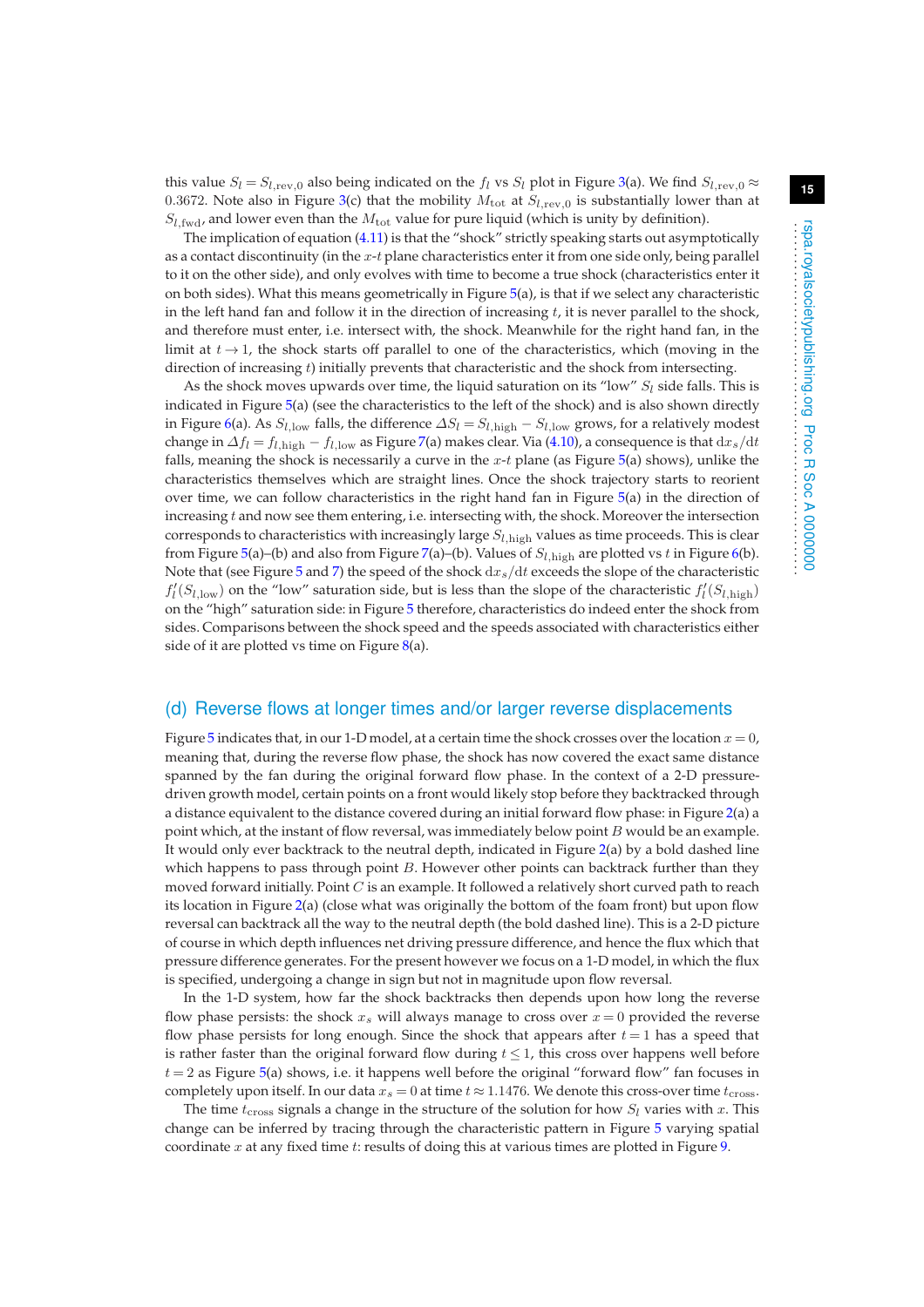this value $S_l = S_{l,\text{rev},0}$ also being indicated on the $f_l$ vs $S_l$ plot in Figure 3(a). We find $S_{l,\text{rev},0} \approx 0.3672$. Note also in Figure 3(c) that the mobility $M_{\text{tot}}$ at $S_{l,\text{rev},0}$ is substantially lower than at $S_{l,\text{fwd}}$, and lower even than the $M_{\text{tot}}$ value for pure liquid (which is unity by definition).

The implication of equation (4.11) is that the "shock" strictly speaking starts out asymptotically as a contact discontinuity (in the $x$-$t$ plane characteristics enter it from one side only, being parallel to it on the other side), and only evolves with time to become a true shock (characteristics enter it on both sides). What this means geometrically in Figure 5(a), is that if we select any characteristic in the left hand fan and follow it in the direction of increasing $t$, it is never parallel to the shock, and therefore must enter, i.e. intersect with, the shock. Meanwhile for the right hand fan, in the limit at $t \to 1$, the shock starts off parallel to one of the characteristics, which (moving in the direction of increasing $t$) initially prevents that characteristic and the shock from intersecting.

As the shock moves upwards over time, the liquid saturation on its "low" $S_l$ side falls. This is indicated in Figure 5(a) (see the characteristics to the left of the shock) and is also shown directly in Figure 6(a). As $S_{l,\text{low}}$ falls, the difference $\Delta S_l = S_{l,\text{high}} - S_{l,\text{low}}$ grows, for a relatively modest change in $\Delta f_l = f_{l,\text{high}} - f_{l,\text{low}}$ as Figure 7(a) makes clear. Via (4.10), a consequence is that $\mathrm{d}x_s/\mathrm{d}t$ falls, meaning the shock is necessarily a curve in the $x$-$t$ plane (as Figure 5(a) shows), unlike the characteristics themselves which are straight lines. Once the shock trajectory starts to reorient over time, we can follow characteristics in the right hand fan in Figure 5(a) in the direction of increasing $t$ and now see them entering, i.e. intersecting with, the shock. Moreover the intersection corresponds to characteristics with increasingly large $S_{l,\text{high}}$ values as time proceeds. This is clear from Figure 5(a)–(b) and also from Figure 7(a)–(b). Values of $S_{l,\text{high}}$ are plotted vs $t$ in Figure 6(b). Note that (see Figure 5 and 7) the speed of the shock $\mathrm{d}x_s/\mathrm{d}t$ exceeds the slope of the characteristic $f_l'(S_{l,\text{low}})$ on the "low" saturation side, but is less than the slope of the characteristic $f_l'(S_{l,\text{high}})$ on the "high" saturation side: in Figure 5 therefore, characteristics do indeed enter the shock from sides. Comparisons between the shock speed and the speeds associated with characteristics either side of it are plotted vs time on Figure 8(a).

## (d) Reverse flows at longer times and/or larger reverse displacements

Figure 5 indicates that, in our 1-D model, at a certain time the shock crosses over the location $x = 0$, meaning that, during the reverse flow phase, the shock has now covered the exact same distance spanned by the fan during the original forward flow phase. In the context of a 2-D pressure-driven growth model, certain points on a front would likely stop before they backtracked through a distance equivalent to the distance covered during an initial forward flow phase: in Figure 2(a) a point which, at the instant of flow reversal, was immediately below point $B$ would be an example. It would only ever backtrack to the neutral depth, indicated in Figure 2(a) by a bold dashed line which happens to pass through point $B$. However other points can backtrack further than they moved forward initially. Point $C$ is an example. It followed a relatively short curved path to reach its location in Figure 2(a) (close what was originally the bottom of the foam front) but upon flow reversal can backtrack all the way to the neutral depth (the bold dashed line). This is a 2-D picture of course in which depth influences net driving pressure difference, and hence the flux which that pressure difference generates. For the present however we focus on a 1-D model, in which the flux is specified, undergoing a change in sign but not in magnitude upon flow reversal.

In the 1-D system, how far the shock backtracks then depends upon how long the reverse flow phase persists: the shock $x_s$ will always manage to cross over $x = 0$ provided the reverse flow phase persists for long enough. Since the shock that appears after $t = 1$ has a speed that is rather faster than the original forward flow during $t \leq 1$, this cross over happens well before $t = 2$ as Figure 5(a) shows, i.e. it happens well before the original "forward flow" fan focuses in completely upon itself. In our data $x_s = 0$ at time $t \approx 1.1476$. We denote this cross-over time $t_{\text{cross}}$.

The time $t_{\text{cross}}$ signals a change in the structure of the solution for how $S_l$ varies with $x$. This change can be inferred by tracing through the characteristic pattern in Figure 5 varying spatial coordinate $x$ at any fixed time $t$: results of doing this at various times are plotted in Figure 9.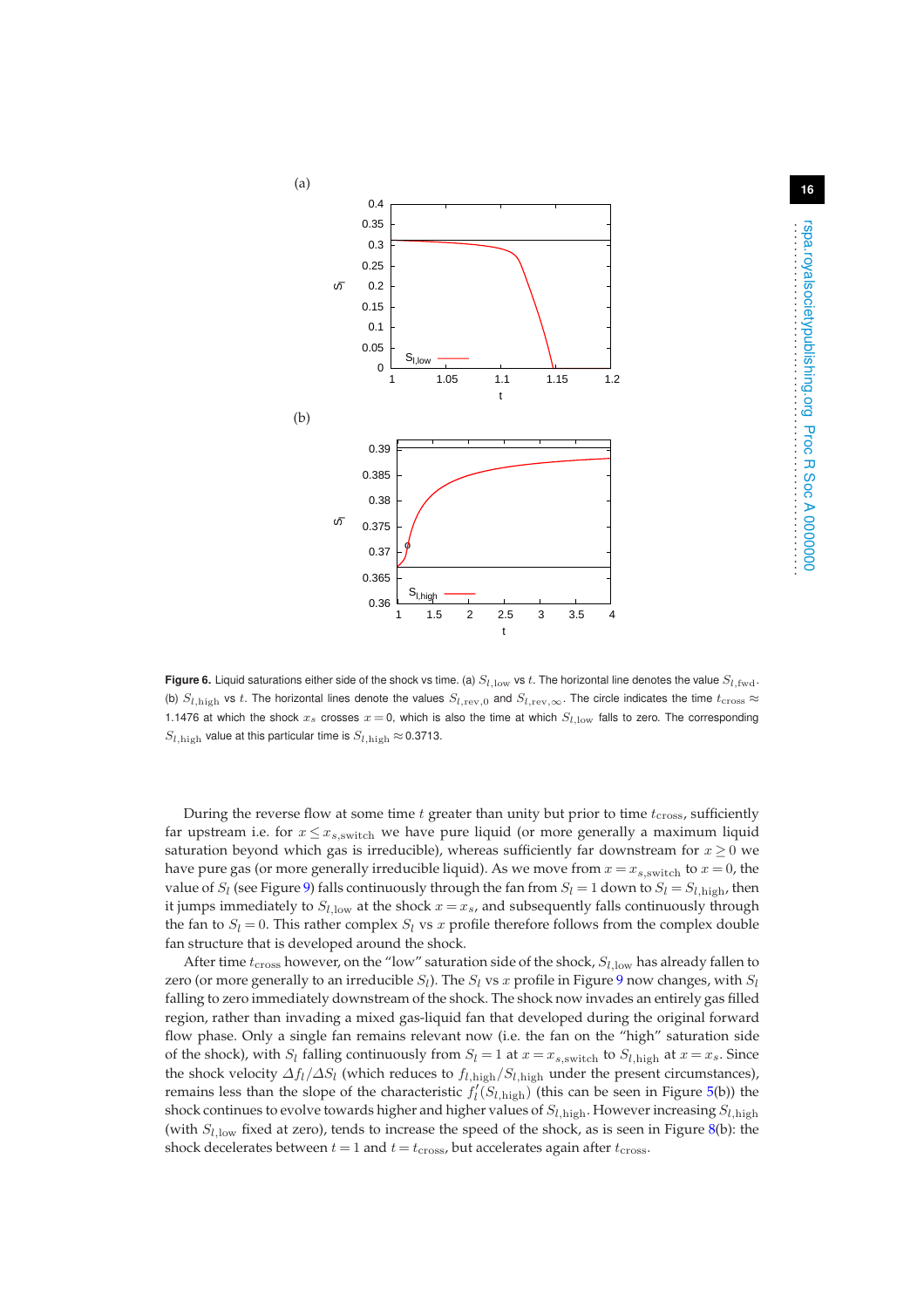**Figure 6.** Liquid saturations either side of the shock vs time. (a) $S_{l,\mathrm{low}}$ vs $t$. The horizontal line denotes the value $S_{l,\mathrm{fwd}}$. (b) $S_{l,\mathrm{high}}$ vs $t$. The horizontal lines denote the values $S_{l,\mathrm{rev},0}$ and $S_{l,\mathrm{rev},\infty}$. The circle indicates the time $t_{\mathrm{cross}} \approx$ 1.1476 at which the shock $x_s$ crosses $x=0$, which is also the time at which $S_{l,\mathrm{low}}$ falls to zero. The corresponding $S_{l,\mathrm{high}}$ value at this particular time is $S_{l,\mathrm{high}} \approx 0.3713$.

During the reverse flow at some time $t$ greater than unity but prior to time $t_{\mathrm{cross}}$, sufficiently far upstream i.e. for $x \le x_{s,\mathrm{switch}}$ we have pure liquid (or more generally a maximum liquid saturation beyond which gas is irreducible), whereas sufficiently far downstream for $x \ge 0$ we have pure gas (or more generally irreducible liquid). As we move from $x = x_{s,\mathrm{switch}}$ to $x = 0$, the value of $S_l$ (see Figure 9) falls continuously through the fan from $S_l = 1$ down to $S_l = S_{l,\mathrm{high}}$, then it jumps immediately to $S_{l,\mathrm{low}}$ at the shock $x = x_s$, and subsequently falls continuously through the fan to $S_l = 0$. This rather complex $S_l$ vs $x$ profile therefore follows from the complex double fan structure that is developed around the shock.

After time $t_{\mathrm{cross}}$ however, on the "low" saturation side of the shock, $S_{l,\mathrm{low}}$ has already fallen to zero (or more generally to an irreducible $S_l$). The $S_l$ vs $x$ profile in Figure 9 now changes, with $S_l$ falling to zero immediately downstream of the shock. The shock now invades an entirely gas filled region, rather than invading a mixed gas-liquid fan that developed during the original forward flow phase. Only a single fan remains relevant now (i.e. the fan on the "high" saturation side of the shock), with $S_l$ falling continuously from $S_l = 1$ at $x = x_{s,\mathrm{switch}}$ to $S_{l,\mathrm{high}}$ at $x = x_s$. Since the shock velocity $\Delta f_l/\Delta S_l$ (which reduces to $f_{l,\mathrm{high}}/S_{l,\mathrm{high}}$ under the present circumstances), remains less than the slope of the characteristic $f_l'(S_{l,\mathrm{high}})$ (this can be seen in Figure 5(b)) the shock continues to evolve towards higher and higher values of $S_{l,\mathrm{high}}$. However increasing $S_{l,\mathrm{high}}$ (with $S_{l,\mathrm{low}}$ fixed at zero), tends to increase the speed of the shock, as is seen in Figure 8(b): the shock decelerates between $t = 1$ and $t = t_{\mathrm{cross}}$, but accelerates again after $t_{\mathrm{cross}}$.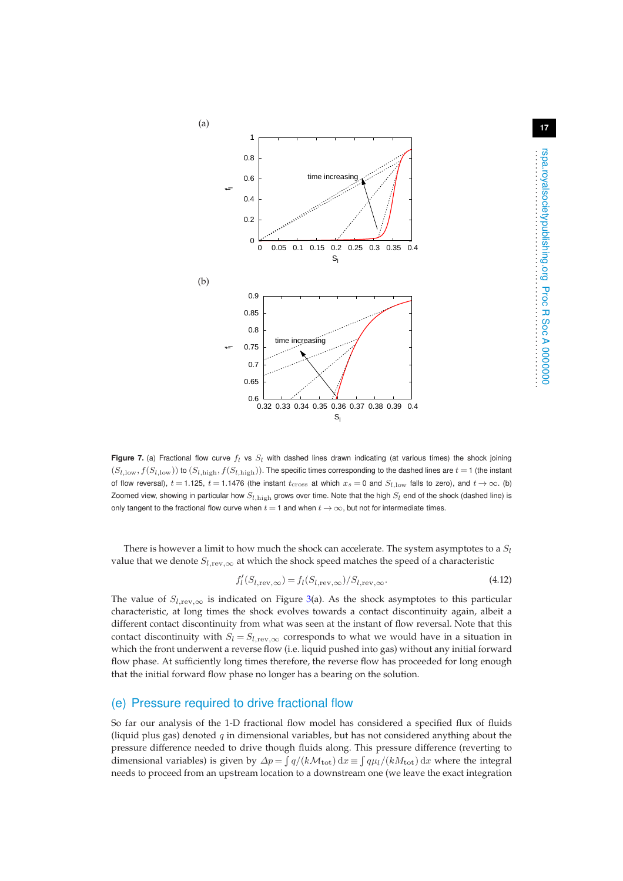**Figure 7.** (a) Fractional flow curve $f_l$ vs $S_l$ with dashed lines drawn indicating (at various times) the shock joining $(S_{l,\mathrm{low}}, f(S_{l,\mathrm{low}}))$ to $(S_{l,\mathrm{high}}, f(S_{l,\mathrm{high}}))$. The specific times corresponding to the dashed lines are $t = 1$ (the instant of flow reversal), $t = 1.125$, $t = 1.1476$ (the instant $t_{\mathrm{cross}}$ at which $x_s = 0$ and $S_{l,\mathrm{low}}$ falls to zero), and $t \to \infty$. (b) Zoomed view, showing in particular how $S_{l,\mathrm{high}}$ grows over time. Note that the high $S_l$ end of the shock (dashed line) is only tangent to the fractional flow curve when $t = 1$ and when $t \to \infty$, but not for intermediate times.

There is however a limit to how much the shock can accelerate. The system asymptotes to a $S_l$ value that we denote $S_{l,\mathrm{rev},\infty}$ at which the shock speed matches the speed of a characteristic

$$f_l'(S_{l,\mathrm{rev},\infty}) = f_l(S_{l,\mathrm{rev},\infty})/S_{l,\mathrm{rev},\infty}. \tag{4.12}$$

The value of $S_{l,\mathrm{rev},\infty}$ is indicated on Figure 3(a). As the shock asymptotes to this particular characteristic, at long times the shock evolves towards a contact discontinuity again, albeit a different contact discontinuity from what was seen at the instant of flow reversal. Note that this contact discontinuity with $S_l = S_{l,\mathrm{rev},\infty}$ corresponds to what we would have in a situation in which the front underwent a reverse flow (i.e. liquid pushed into gas) without any initial forward flow phase. At sufficiently long times therefore, the reverse flow has proceeded for long enough that the initial forward flow phase no longer has a bearing on the solution.

## (e) Pressure required to drive fractional flow

So far our analysis of the 1-D fractional flow model has considered a specified flux of fluids (liquid plus gas) denoted $q$ in dimensional variables, but has not considered anything about the pressure difference needed to drive though fluids along. This pressure difference (reverting to dimensional variables) is given by $\Delta p = \int q/(k\mathcal{M}_{\mathrm{tot}})\,\mathrm{d}x \equiv \int q\mu_l/(kM_{\mathrm{tot}})\,\mathrm{d}x$ where the integral needs to proceed from an upstream location to a downstream one (we leave the exact integration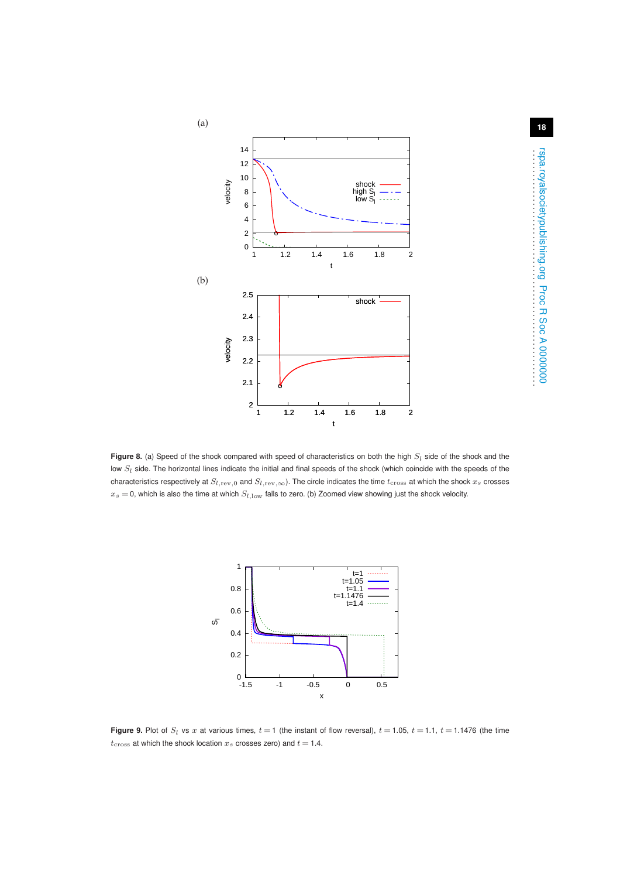**Figure 8.** (a) Speed of the shock compared with speed of characteristics on both the high $S_l$ side of the shock and the low $S_l$ side. The horizontal lines indicate the initial and final speeds of the shock (which coincide with the speeds of the characteristics respectively at $S_{l,\mathrm{rev},0}$ and $S_{l,\mathrm{rev},\infty}$). The circle indicates the time $t_{\mathrm{cross}}$ at which the shock $x_s$ crosses $x_s = 0$, which is also the time at which $S_{l,\mathrm{low}}$ falls to zero. (b) Zoomed view showing just the shock velocity.

**Figure 9.** Plot of $S_l$ vs $x$ at various times, $t = 1$ (the instant of flow reversal), $t = 1.05$, $t = 1.1$, $t = 1.1476$ (the time $t_{\mathrm{cross}}$ at which the shock location $x_s$ crosses zero) and $t = 1.4$.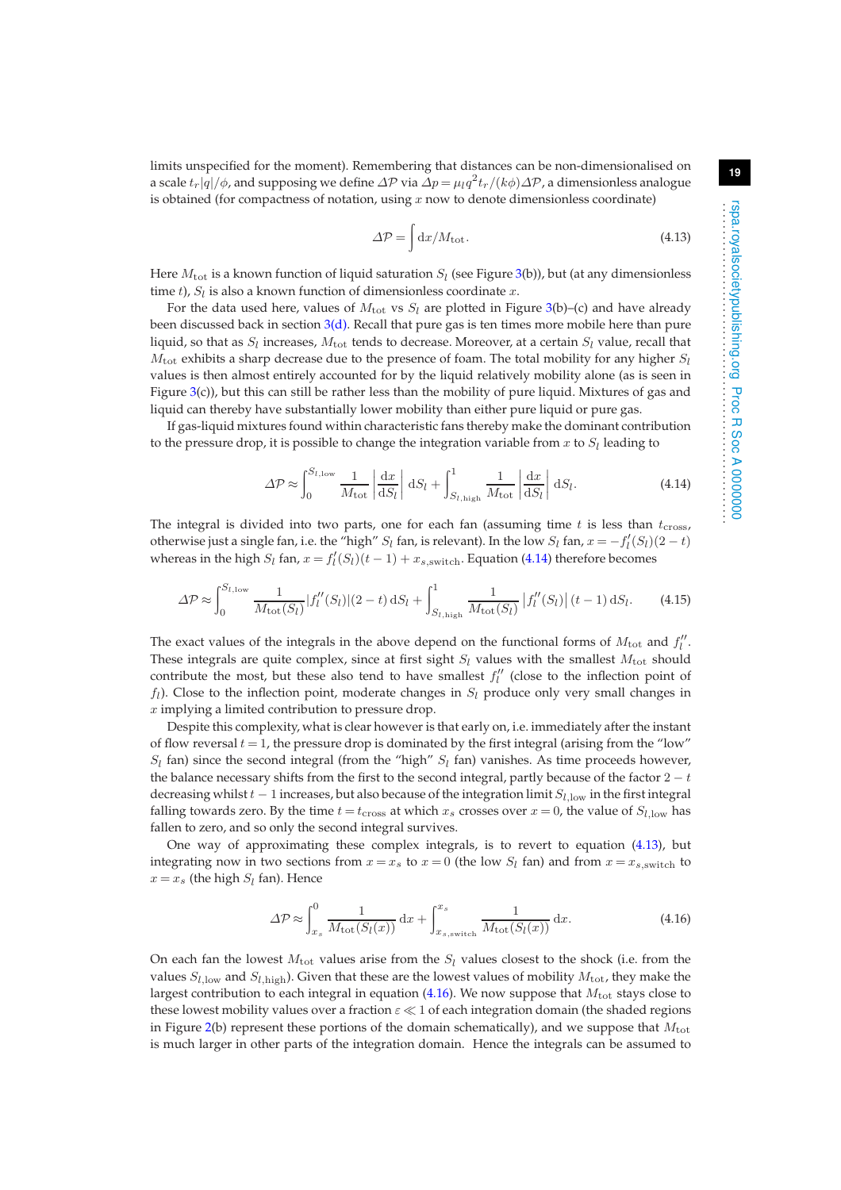limits unspecified for the moment). Remembering that distances can be non-dimensionalised on a scale $t_r|q|/\phi$, and supposing we define $\Delta\mathcal{P}$ via $\Delta p = \mu_l q^2 t_r/(k\phi)\Delta\mathcal{P}$, a dimensionless analogue is obtained (for compactness of notation, using $x$ now to denote dimensionless coordinate)

$$\Delta\mathcal{P} = \int \mathrm{d}x/M_{\mathrm{tot}}. \tag{4.13}$$

Here $M_{\mathrm{tot}}$ is a known function of liquid saturation $S_l$ (see Figure 3(b)), but (at any dimensionless time $t$), $S_l$ is also a known function of dimensionless coordinate $x$.

For the data used here, values of $M_{\mathrm{tot}}$ vs $S_l$ are plotted in Figure 3(b)–(c) and have already been discussed back in section 3(d). Recall that pure gas is ten times more mobile here than pure liquid, so that as $S_l$ increases, $M_{\mathrm{tot}}$ tends to decrease. Moreover, at a certain $S_l$ value, recall that $M_{\mathrm{tot}}$ exhibits a sharp decrease due to the presence of foam. The total mobility for any higher $S_l$ values is then almost entirely accounted for by the liquid relatively mobility alone (as is seen in Figure 3(c)), but this can still be rather less than the mobility of pure liquid. Mixtures of gas and liquid can thereby have substantially lower mobility than either pure liquid or pure gas.

If gas-liquid mixtures found within characteristic fans thereby make the dominant contribution to the pressure drop, it is possible to change the integration variable from $x$ to $S_l$ leading to

$$\Delta\mathcal{P} \approx \int_0^{S_{l,\mathrm{low}}} \frac{1}{M_{\mathrm{tot}}}\left|\frac{\mathrm{d}x}{\mathrm{d}S_l}\right| \mathrm{d}S_l + \int_{S_{l,\mathrm{high}}}^1 \frac{1}{M_{\mathrm{tot}}}\left|\frac{\mathrm{d}x}{\mathrm{d}S_l}\right| \mathrm{d}S_l. \tag{4.14}$$

The integral is divided into two parts, one for each fan (assuming time $t$ is less than $t_{\mathrm{cross}}$, otherwise just a single fan, i.e. the "high" $S_l$ fan, is relevant). In the low $S_l$ fan, $x = -f_l'(S_l)(2-t)$ whereas in the high $S_l$ fan, $x = f_l'(S_l)(t-1) + x_{s,\mathrm{switch}}$. Equation (4.14) therefore becomes

$$\Delta\mathcal{P} \approx \int_0^{S_{l,\mathrm{low}}} \frac{1}{M_{\mathrm{tot}}(S_l)}|f_l''(S_l)|(2-t)\,\mathrm{d}S_l + \int_{S_{l,\mathrm{high}}}^1 \frac{1}{M_{\mathrm{tot}}(S_l)}\left|f_l''(S_l)\right|(t-1)\,\mathrm{d}S_l. \tag{4.15}$$

The exact values of the integrals in the above depend on the functional forms of $M_{\mathrm{tot}}$ and $f_l''$. These integrals are quite complex, since at first sight $S_l$ values with the smallest $M_{\mathrm{tot}}$ should contribute the most, but these also tend to have smallest $f_l''$ (close to the inflection point of $f_l$). Close to the inflection point, moderate changes in $S_l$ produce only very small changes in $x$ implying a limited contribution to pressure drop.

Despite this complexity, what is clear however is that early on, i.e. immediately after the instant of flow reversal $t = 1$, the pressure drop is dominated by the first integral (arising from the "low" $S_l$ fan) since the second integral (from the "high" $S_l$ fan) vanishes. As time proceeds however, the balance necessary shifts from the first to the second integral, partly because of the factor $2-t$ decreasing whilst $t-1$ increases, but also because of the integration limit $S_{l,\mathrm{low}}$ in the first integral falling towards zero. By the time $t = t_{\mathrm{cross}}$ at which $x_s$ crosses over $x = 0$, the value of $S_{l,\mathrm{low}}$ has fallen to zero, and so only the second integral survives.

One way of approximating these complex integrals, is to revert to equation (4.13), but integrating now in two sections from $x = x_s$ to $x = 0$ (the low $S_l$ fan) and from $x = x_{s,\mathrm{switch}}$ to $x = x_s$ (the high $S_l$ fan). Hence

$$\Delta\mathcal{P} \approx \int_{x_s}^0 \frac{1}{M_{\mathrm{tot}}(S_l(x))}\,\mathrm{d}x + \int_{x_{s,\mathrm{switch}}}^{x_s} \frac{1}{M_{\mathrm{tot}}(S_l(x))}\,\mathrm{d}x. \tag{4.16}$$

On each fan the lowest $M_{\mathrm{tot}}$ values arise from the $S_l$ values closest to the shock (i.e. from the values $S_{l,\mathrm{low}}$ and $S_{l,\mathrm{high}}$). Given that these are the lowest values of mobility $M_{\mathrm{tot}}$, they make the largest contribution to each integral in equation (4.16). We now suppose that $M_{\mathrm{tot}}$ stays close to these lowest mobility values over a fraction $\varepsilon \ll 1$ of each integration domain (the shaded regions in Figure 2(b) represent these portions of the domain schematically), and we suppose that $M_{\mathrm{tot}}$ is much larger in other parts of the integration domain. Hence the integrals can be assumed to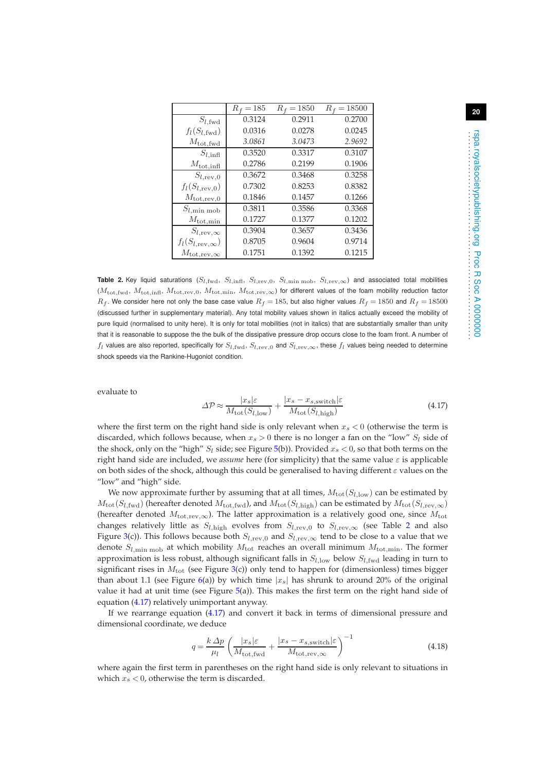|  | $R_f = 185$ | $R_f = 1850$ | $R_f = 18500$ |
|---|---|---|---|
| $S_{l,\mathrm{fwd}}$ | 0.3124 | 0.2911 | 0.2700 |
| $f_l(S_{l,\mathrm{fwd}})$ | 0.0316 | 0.0278 | 0.0245 |
| $M_{\mathrm{tot,fwd}}$ | *3.0861* | *3.0473* | *2.9692* |
| $S_{l,\mathrm{infl}}$ | 0.3520 | 0.3317 | 0.3107 |
| $M_{\mathrm{tot,infl}}$ | 0.2786 | 0.2199 | 0.1906 |
| $S_{l,\mathrm{rev},0}$ | 0.3672 | 0.3468 | 0.3258 |
| $f_l(S_{l,\mathrm{rev},0})$ | 0.7302 | 0.8253 | 0.8382 |
| $M_{\mathrm{tot,rev},0}$ | 0.1846 | 0.1457 | 0.1266 |
| $S_{l,\mathrm{min\ mob}}$ | 0.3811 | 0.3586 | 0.3368 |
| $M_{\mathrm{tot,min}}$ | 0.1727 | 0.1377 | 0.1202 |
| $S_{l,\mathrm{rev},\infty}$ | 0.3904 | 0.3657 | 0.3436 |
| $f_l(S_{l,\mathrm{rev},\infty})$ | 0.8705 | 0.9604 | 0.9714 |
| $M_{\mathrm{tot,rev},\infty}$ | 0.1751 | 0.1392 | 0.1215 |

**Table 2.** Key liquid saturations ($S_{l,\mathrm{fwd}}$, $S_{l,\mathrm{infl}}$, $S_{l,\mathrm{rev},0}$, $S_{l,\mathrm{min\ mob}}$, $S_{l,\mathrm{rev},\infty}$) and associated total mobilities ($M_{\mathrm{tot,fwd}}$, $M_{\mathrm{tot,infl}}$, $M_{\mathrm{tot,rev},0}$, $M_{\mathrm{tot,min}}$, $M_{\mathrm{tot,rev},\infty}$) for different values of the foam mobility reduction factor $R_f$. We consider here not only the base case value $R_f = 185$, but also higher values $R_f = 1850$ and $R_f = 18500$ (discussed further in supplementary material). Any total mobility values shown in italics actually exceed the mobility of pure liquid (normalised to unity here). It is only for total mobilities (not in italics) that are substantially smaller than unity that it is reasonable to suppose the the bulk of the dissipative pressure drop occurs close to the foam front. A number of $f_l$ values are also reported, specifically for $S_{l,\mathrm{fwd}}$, $S_{l,\mathrm{rev},0}$ and $S_{l,\mathrm{rev},\infty}$, these $f_l$ values being needed to determine shock speeds via the Rankine-Hugoniot condition.

evaluate to

$$\Delta\mathcal{P} \approx \frac{|x_s|\varepsilon}{M_{\mathrm{tot}}(S_{l,\mathrm{low}})} + \frac{|x_s - x_{s,\mathrm{switch}}|\varepsilon}{M_{\mathrm{tot}}(S_{l,\mathrm{high}})} \tag{4.17}$$

where the first term on the right hand side is only relevant when $x_s < 0$ (otherwise the term is discarded, which follows because, when $x_s > 0$ there is no longer a fan on the "low" $S_l$ side of the shock, only on the "high" $S_l$ side; see Figure 5(b)). Provided $x_s < 0$, so that both terms on the right hand side are included, we *assume* here (for simplicity) that the same value $\varepsilon$ is applicable on both sides of the shock, although this could be generalised to having different $\varepsilon$ values on the "low" and "high" side.

We now approximate further by assuming that at all times, $M_{\mathrm{tot}}(S_{l,\mathrm{low}})$ can be estimated by $M_{\mathrm{tot}}(S_{l,\mathrm{fwd}})$ (hereafter denoted $M_{\mathrm{tot,fwd}}$), and $M_{\mathrm{tot}}(S_{l,\mathrm{high}})$ can be estimated by $M_{\mathrm{tot}}(S_{l,\mathrm{rev},\infty})$ (hereafter denoted $M_{\mathrm{tot,rev},\infty}$). The latter approximation is a relatively good one, since $M_{\mathrm{tot}}$ changes relatively little as $S_{l,\mathrm{high}}$ evolves from $S_{l,\mathrm{rev},0}$ to $S_{l,\mathrm{rev},\infty}$ (see Table 2 and also Figure 3(c)). This follows because both $S_{l,\mathrm{rev},0}$ and $S_{l,\mathrm{rev},\infty}$ tend to be close to a value that we denote $S_{l,\mathrm{min\ mob}}$ at which mobility $M_{\mathrm{tot}}$ reaches an overall minimum $M_{\mathrm{tot,min}}$. The former approximation is less robust, although significant falls in $S_{l,\mathrm{low}}$ below $S_{l,\mathrm{fwd}}$ leading in turn to significant rises in $M_{\mathrm{tot}}$ (see Figure 3(c)) only tend to happen for (dimensionless) times bigger than about 1.1 (see Figure 6(a)) by which time $|x_s|$ has shrunk to around 20% of the original value it had at unit time (see Figure 5(a)). This makes the first term on the right hand side of equation (4.17) relatively unimportant anyway.

If we rearrange equation (4.17) and convert it back in terms of dimensional pressure and dimensional coordinate, we deduce

$$q = \frac{k\,\Delta p}{\mu_l}\left(\frac{|x_s|\varepsilon}{M_{\mathrm{tot,fwd}}} + \frac{|x_s - x_{s,\mathrm{switch}}|\varepsilon}{M_{\mathrm{tot,rev},\infty}}\right)^{-1} \tag{4.18}$$

where again the first term in parentheses on the right hand side is only relevant to situations in which $x_s < 0$, otherwise the term is discarded.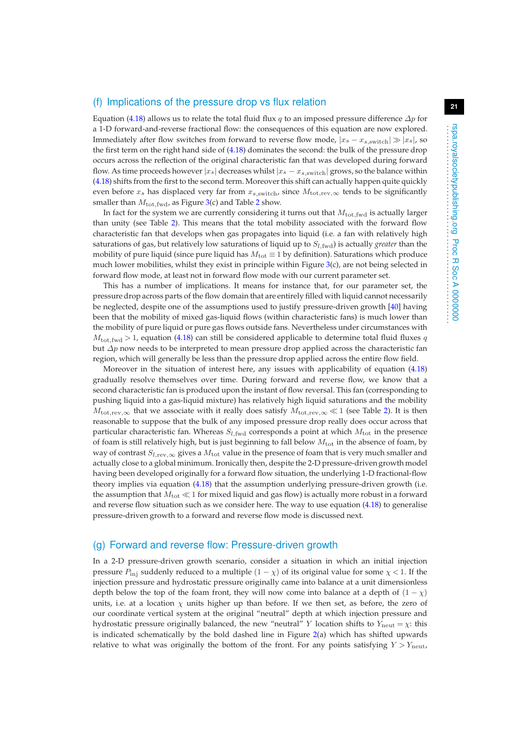### (f) Implications of the pressure drop vs flux relation

Equation (4.18) allows us to relate the total fluid flux $q$ to an imposed pressure difference $\Delta p$ for a 1-D forward-and-reverse fractional flow: the consequences of this equation are now explored. Immediately after flow switches from forward to reverse flow mode, $|x_s - x_{s,\mathrm{switch}}| \gg |x_s|$, so the first term on the right hand side of (4.18) dominates the second: the bulk of the pressure drop occurs across the reflection of the original characteristic fan that was developed during forward flow. As time proceeds however $|x_s|$ decreases whilst $|x_s - x_{s,\mathrm{switch}}|$ grows, so the balance within (4.18) shifts from the first to the second term. Moreover this shift can actually happen quite quickly even before $x_s$ has displaced very far from $x_{s,\mathrm{switch}}$, since $M_{\mathrm{tot,rev},\infty}$ tends to be significantly smaller than $M_{\mathrm{tot,fwd}}$, as Figure 3(c) and Table 2 show.

In fact for the system we are currently considering it turns out that $M_{\mathrm{tot,fwd}}$ is actually larger than unity (see Table 2). This means that the total mobility associated with the forward flow characteristic fan that develops when gas propagates into liquid (i.e. a fan with relatively high saturations of gas, but relatively low saturations of liquid up to $S_{l,\mathrm{fwd}}$) is actually *greater* than the mobility of pure liquid (since pure liquid has $M_{\mathrm{tot}} \equiv 1$ by definition). Saturations which produce much lower mobilities, whilst they exist in principle within Figure 3(c), are not being selected in forward flow mode, at least not in forward flow mode with our current parameter set.

This has a number of implications. It means for instance that, for our parameter set, the pressure drop across parts of the flow domain that are entirely filled with liquid cannot necessarily be neglected, despite one of the assumptions used to justify pressure-driven growth [40] having been that the mobility of mixed gas-liquid flows (within characteristic fans) is much lower than the mobility of pure liquid or pure gas flows outside fans. Nevertheless under circumstances with $M_{\mathrm{tot,fwd}} > 1$, equation (4.18) can still be considered applicable to determine total fluid fluxes $q$ but $\Delta p$ now needs to be interpreted to mean pressure drop applied across the characteristic fan region, which will generally be less than the pressure drop applied across the entire flow field.

Moreover in the situation of interest here, any issues with applicability of equation (4.18) gradually resolve themselves over time. During forward and reverse flow, we know that a second characteristic fan is produced upon the instant of flow reversal. This fan (corresponding to pushing liquid into a gas-liquid mixture) has relatively high liquid saturations and the mobility $M_{\mathrm{tot,rev},\infty}$ that we associate with it really does satisfy $M_{\mathrm{tot,rev},\infty} \ll 1$ (see Table 2). It is then reasonable to suppose that the bulk of any imposed pressure drop really does occur across that particular characteristic fan. Whereas $S_{l,\mathrm{fwd}}$ corresponds a point at which $M_{\mathrm{tot}}$ in the presence of foam is still relatively high, but is just beginning to fall below $M_{\mathrm{tot}}$ in the absence of foam, by way of contrast $S_{l,\mathrm{rev},\infty}$ gives a $M_{\mathrm{tot}}$ value in the presence of foam that is very much smaller and actually close to a global minimum. Ironically then, despite the 2-D pressure-driven growth model having been developed originally for a forward flow situation, the underlying 1-D fractional-flow theory implies via equation (4.18) that the assumption underlying pressure-driven growth (i.e. the assumption that $M_{\mathrm{tot}} \ll 1$ for mixed liquid and gas flow) is actually more robust in a forward and reverse flow situation such as we consider here. The way to use equation (4.18) to generalise pressure-driven growth to a forward and reverse flow mode is discussed next.

### (g) Forward and reverse flow: Pressure-driven growth

In a 2-D pressure-driven growth scenario, consider a situation in which an initial injection pressure $P_{\mathrm{inj}}$ suddenly reduced to a multiple $(1-\chi)$ of its original value for some $\chi < 1$. If the injection pressure and hydrostatic pressure originally came into balance at a unit dimensionless depth below the top of the foam front, they will now come into balance at a depth of $(1-\chi)$ units, i.e. at a location $\chi$ units higher up than before. If we then set, as before, the zero of our coordinate vertical system at the original "neutral" depth at which injection pressure and hydrostatic pressure originally balanced, the new "neutral" $Y$ location shifts to $Y_{\mathrm{neut}} = \chi$: this is indicated schematically by the bold dashed line in Figure 2(a) which has shifted upwards relative to what was originally the bottom of the front. For any points satisfying $Y > Y_{\mathrm{neut}}$,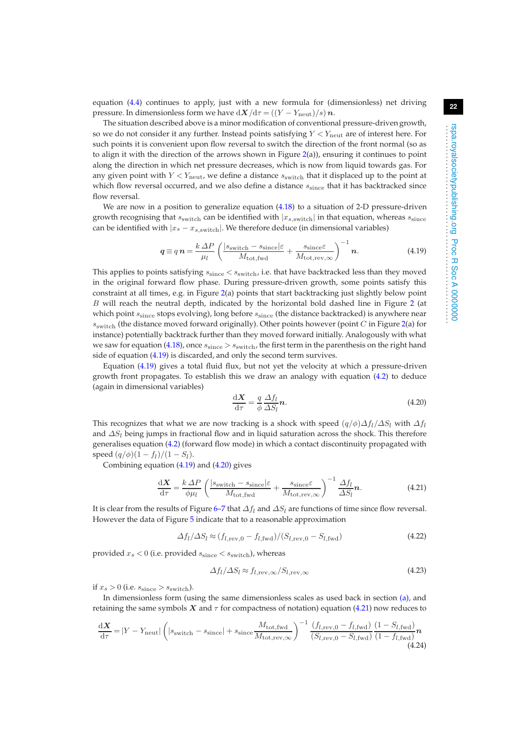equation (4.4) continues to apply, just with a new formula for (dimensionless) net driving pressure. In dimensionless form we have $\mathrm{d}\boldsymbol{X}/\mathrm{d}\tau = ((Y - Y_{\mathrm{neut}})/s)\,\boldsymbol{n}$.

The situation described above is a minor modification of conventional pressure-driven growth, so we do not consider it any further. Instead points satisfying $Y < Y_{\mathrm{neut}}$ are of interest here. For such points it is convenient upon flow reversal to switch the direction of the front normal (so as to align it with the direction of the arrows shown in Figure 2(a)), ensuring it continues to point along the direction in which net pressure decreases, which is now from liquid towards gas. For any given point with $Y < Y_{\mathrm{neut}}$, we define a distance $s_{\mathrm{switch}}$ that it displaced up to the point at which flow reversal occurred, and we also define a distance $s_{\mathrm{since}}$ that it has backtracked since flow reversal.

We are now in a position to generalize equation (4.18) to a situation of 2-D pressure-driven growth recognising that $s_{\mathrm{switch}}$ can be identified with $|x_{s,\mathrm{switch}}|$ in that equation, whereas $s_{\mathrm{since}}$ can be identified with $|x_s - x_{s,\mathrm{switch}}|$. We therefore deduce (in dimensional variables)

$$\boldsymbol{q} \equiv q\,\boldsymbol{n} = \frac{k\,\Delta P}{\mu_l}\left(\frac{|s_{\mathrm{switch}} - s_{\mathrm{since}}|\varepsilon}{M_{\mathrm{tot,fwd}}} + \frac{s_{\mathrm{since}}\varepsilon}{M_{\mathrm{tot,rev},\infty}}\right)^{-1}\boldsymbol{n}. \tag{4.19}$$

This applies to points satisfying $s_{\mathrm{since}} < s_{\mathrm{switch}}$, i.e. that have backtracked less than they moved in the original forward flow phase. During pressure-driven growth, some points satisfy this constraint at all times, e.g. in Figure 2(a) points that start backtracking just slightly below point $B$ will reach the neutral depth, indicated by the horizontal bold dashed line in Figure 2 (at which point $s_{\mathrm{since}}$ stops evolving), long before $s_{\mathrm{since}}$ (the distance backtracked) is anywhere near $s_{\mathrm{switch}}$ (the distance moved forward originally). Other points however (point $C$ in Figure 2(a) for instance) potentially backtrack further than they moved forward initially. Analogously with what we saw for equation (4.18), once $s_{\mathrm{since}} > s_{\mathrm{switch}}$, the first term in the parenthesis on the right hand side of equation (4.19) is discarded, and only the second term survives.

Equation (4.19) gives a total fluid flux, but not yet the velocity at which a pressure-driven growth front propagates. To establish this we draw an analogy with equation (4.2) to deduce (again in dimensional variables)

$$\frac{\mathrm{d}\boldsymbol{X}}{\mathrm{d}\tau} = \frac{q}{\phi}\frac{\Delta f_l}{\Delta S_l}\boldsymbol{n}. \tag{4.20}$$

This recognizes that what we are now tracking is a shock with speed $(q/\phi)\Delta f_l/\Delta S_l$ with $\Delta f_l$ and $\Delta S_l$ being jumps in fractional flow and in liquid saturation across the shock. This therefore generalises equation (4.2) (forward flow mode) in which a contact discontinuity propagated with speed $(q/\phi)(1 - f_l)/(1 - S_l)$.

Combining equation (4.19) and (4.20) gives

$$\frac{\mathrm{d}\boldsymbol{X}}{\mathrm{d}\tau} = \frac{k\,\Delta P}{\phi\mu_l}\left(\frac{|s_{\mathrm{switch}} - s_{\mathrm{since}}|\varepsilon}{M_{\mathrm{tot,fwd}}} + \frac{s_{\mathrm{since}}\varepsilon}{M_{\mathrm{tot,rev},\infty}}\right)^{-1}\frac{\Delta f_l}{\Delta S_l}\boldsymbol{n}. \tag{4.21}$$

It is clear from the results of Figure 6–7 that $\Delta f_l$ and $\Delta S_l$ are functions of time since flow reversal. However the data of Figure 5 indicate that to a reasonable approximation

$$\Delta f_l/\Delta S_l \approx (f_{l,\mathrm{rev},0} - f_{l,\mathrm{fwd}})/(S_{l,\mathrm{rev},0} - S_{l,\mathrm{fwd}}) \tag{4.22}$$

provided $x_s < 0$ (i.e. provided $s_{\mathrm{since}} < s_{\mathrm{switch}}$), whereas

$$\Delta f_l/\Delta S_l \approx f_{l,\mathrm{rev},\infty}/S_{l,\mathrm{rev},\infty} \tag{4.23}$$

if $x_s > 0$ (i.e. $s_{\mathrm{since}} > s_{\mathrm{switch}}$).

In dimensionless form (using the same dimensionless scales as used back in section (a), and retaining the same symbols $\boldsymbol{X}$ and $\tau$ for compactness of notation) equation (4.21) now reduces to

$$\frac{\mathrm{d}\boldsymbol{X}}{\mathrm{d}\tau} = |Y - Y_{\mathrm{neut}}|\left(|s_{\mathrm{switch}} - s_{\mathrm{since}}| + s_{\mathrm{since}}\frac{M_{\mathrm{tot,fwd}}}{M_{\mathrm{tot,rev},\infty}}\right)^{-1}\frac{(f_{l,\mathrm{rev},0} - f_{l,\mathrm{fwd}})}{(S_{l,\mathrm{rev},0} - S_{l,\mathrm{fwd}})}\frac{(1 - S_{l,\mathrm{fwd}})}{(1 - f_{l,\mathrm{fwd}})}\boldsymbol{n} \tag{4.24}$$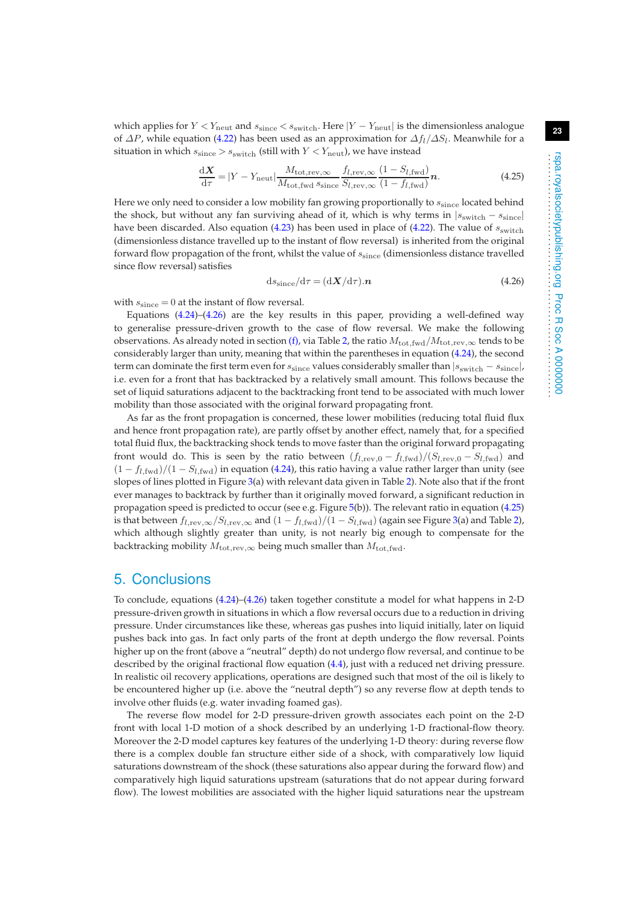which applies for $Y < Y_{\rm neut}$ and $s_{\rm since} < s_{\rm switch}$. Here $|Y - Y_{\rm neut}|$ is the dimensionless analogue of $\Delta P$, while equation (4.22) has been used as an approximation for $\Delta f_l/\Delta S_l$. Meanwhile for a situation in which $s_{\rm since} > s_{\rm switch}$ (still with $Y < Y_{\rm neut}$), we have instead

$$\frac{\mathrm{d}\boldsymbol{X}}{\mathrm{d}\tau} = |Y - Y_{\rm neut}| \frac{M_{\rm tot,rev,\infty}}{M_{\rm tot,fwd}\, s_{\rm since}} \frac{f_{l,\rm rev,\infty}}{S_{l,\rm rev,\infty}} \frac{(1 - S_{l,\rm fwd})}{(1 - f_{l,\rm fwd})} \boldsymbol{n}. \tag{4.25}$$

Here we only need to consider a low mobility fan growing proportionally to $s_{\rm since}$ located behind the shock, but without any fan surviving ahead of it, which is why terms in $|s_{\rm switch} - s_{\rm since}|$ have been discarded. Also equation (4.23) has been used in place of (4.22). The value of $s_{\rm switch}$ (dimensionless distance travelled up to the instant of flow reversal) is inherited from the original forward flow propagation of the front, whilst the value of $s_{\rm since}$ (dimensionless distance travelled since flow reversal) satisfies

$$\mathrm{d}s_{\rm since}/\mathrm{d}\tau = (\mathrm{d}\boldsymbol{X}/\mathrm{d}\tau).\boldsymbol{n} \tag{4.26}$$

with $s_{\rm since} = 0$ at the instant of flow reversal.

Equations (4.24)–(4.26) are the key results in this paper, providing a well-defined way to generalise pressure-driven growth to the case of flow reversal. We make the following observations. As already noted in section (f), via Table 2, the ratio $M_{\rm tot,fwd}/M_{\rm tot,rev,\infty}$ tends to be considerably larger than unity, meaning that within the parentheses in equation (4.24), the second term can dominate the first term even for $s_{\rm since}$ values considerably smaller than $|s_{\rm switch} - s_{\rm since}|$, i.e. even for a front that has backtracked by a relatively small amount. This follows because the set of liquid saturations adjacent to the backtracking front tend to be associated with much lower mobility than those associated with the original forward propagating front.

As far as the front propagation is concerned, these lower mobilities (reducing total fluid flux and hence front propagation rate), are partly offset by another effect, namely that, for a specified total fluid flux, the backtracking shock tends to move faster than the original forward propagating front would do. This is seen by the ratio between $(f_{l,\rm rev,0} - f_{l,\rm fwd})/(S_{l,\rm rev,0} - S_{l,\rm fwd})$ and $(1 - f_{l,\rm fwd})/(1 - S_{l,\rm fwd})$ in equation (4.24), this ratio having a value rather larger than unity (see slopes of lines plotted in Figure 3(a) with relevant data given in Table 2). Note also that if the front ever manages to backtrack by further than it originally moved forward, a significant reduction in propagation speed is predicted to occur (see e.g. Figure 5(b)). The relevant ratio in equation (4.25) is that between $f_{l,\rm rev,\infty}/S_{l,\rm rev,\infty}$ and $(1 - f_{l,\rm fwd})/(1 - S_{l,\rm fwd})$ (again see Figure 3(a) and Table 2), which although slightly greater than unity, is not nearly big enough to compensate for the backtracking mobility $M_{\rm tot,rev,\infty}$ being much smaller than $M_{\rm tot,fwd}$.

## 5. Conclusions

To conclude, equations (4.24)–(4.26) taken together constitute a model for what happens in 2-D pressure-driven growth in situations in which a flow reversal occurs due to a reduction in driving pressure. Under circumstances like these, whereas gas pushes into liquid initially, later on liquid pushes back into gas. In fact only parts of the front at depth undergo the flow reversal. Points higher up on the front (above a "neutral" depth) do not undergo flow reversal, and continue to be described by the original fractional flow equation (4.4), just with a reduced net driving pressure. In realistic oil recovery applications, operations are designed such that most of the oil is likely to be encountered higher up (i.e. above the "neutral depth") so any reverse flow at depth tends to involve other fluids (e.g. water invading foamed gas).

The reverse flow model for 2-D pressure-driven growth associates each point on the 2-D front with local 1-D motion of a shock described by an underlying 1-D fractional-flow theory. Moreover the 2-D model captures key features of the underlying 1-D theory: during reverse flow there is a complex double fan structure either side of a shock, with comparatively low liquid saturations downstream of the shock (these saturations also appear during the forward flow) and comparatively high liquid saturations upstream (saturations that do not appear during forward flow). The lowest mobilities are associated with the higher liquid saturations near the upstream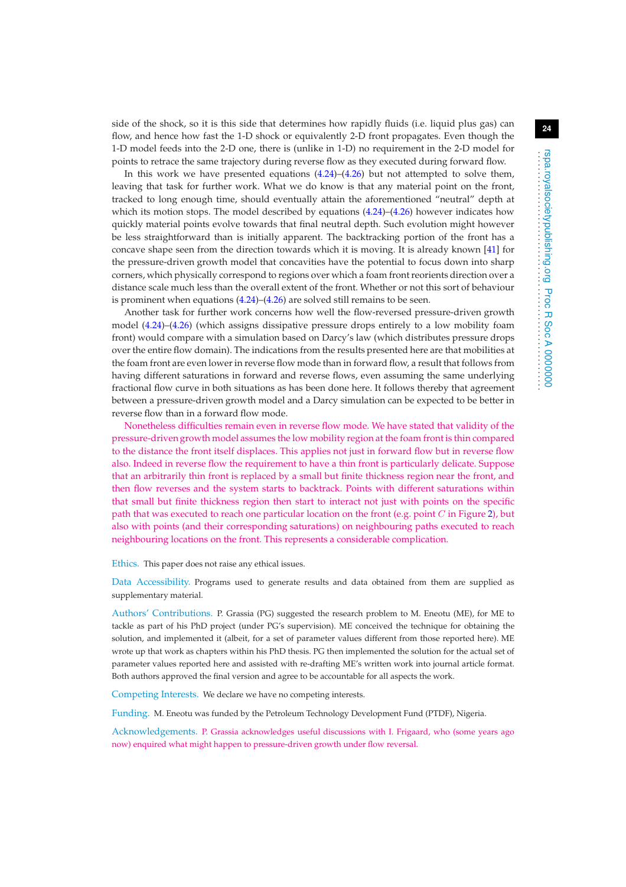side of the shock, so it is this side that determines how rapidly fluids (i.e. liquid plus gas) can flow, and hence how fast the 1-D shock or equivalently 2-D front propagates. Even though the 1-D model feeds into the 2-D one, there is (unlike in 1-D) no requirement in the 2-D model for points to retrace the same trajectory during reverse flow as they executed during forward flow.

In this work we have presented equations (4.24)–(4.26) but not attempted to solve them, leaving that task for further work. What we do know is that any material point on the front, tracked to long enough time, should eventually attain the aforementioned "neutral" depth at which its motion stops. The model described by equations (4.24)–(4.26) however indicates how quickly material points evolve towards that final neutral depth. Such evolution might however be less straightforward than is initially apparent. The backtracking portion of the front has a concave shape seen from the direction towards which it is moving. It is already known [41] for the pressure-driven growth model that concavities have the potential to focus down into sharp corners, which physically correspond to regions over which a foam front reorients direction over a distance scale much less than the overall extent of the front. Whether or not this sort of behaviour is prominent when equations (4.24)–(4.26) are solved still remains to be seen.

Another task for further work concerns how well the flow-reversed pressure-driven growth model (4.24)–(4.26) (which assigns dissipative pressure drops entirely to a low mobility foam front) would compare with a simulation based on Darcy's law (which distributes pressure drops over the entire flow domain). The indications from the results presented here are that mobilities at the foam front are even lower in reverse flow mode than in forward flow, a result that follows from having different saturations in forward and reverse flows, even assuming the same underlying fractional flow curve in both situations as has been done here. It follows thereby that agreement between a pressure-driven growth model and a Darcy simulation can be expected to be better in reverse flow than in a forward flow mode.

Nonetheless difficulties remain even in reverse flow mode. We have stated that validity of the pressure-driven growth model assumes the low mobility region at the foam front is thin compared to the distance the front itself displaces. This applies not just in forward flow but in reverse flow also. Indeed in reverse flow the requirement to have a thin front is particularly delicate. Suppose that an arbitrarily thin front is replaced by a small but finite thickness region near the front, and then flow reverses and the system starts to backtrack. Points with different saturations within that small but finite thickness region then start to interact not just with points on the specific path that was executed to reach one particular location on the front (e.g. point $C$ in Figure 2), but also with points (and their corresponding saturations) on neighbouring paths executed to reach neighbouring locations on the front. This represents a considerable complication.

Ethics. This paper does not raise any ethical issues.

Data Accessibility. Programs used to generate results and data obtained from them are supplied as supplementary material.

Authors' Contributions. P. Grassia (PG) suggested the research problem to M. Eneotu (ME), for ME to tackle as part of his PhD project (under PG's supervision). ME conceived the technique for obtaining the solution, and implemented it (albeit, for a set of parameter values different from those reported here). ME wrote up that work as chapters within his PhD thesis. PG then implemented the solution for the actual set of parameter values reported here and assisted with re-drafting ME's written work into journal article format. Both authors approved the final version and agree to be accountable for all aspects the work.

Competing Interests. We declare we have no competing interests.

Funding. M. Eneotu was funded by the Petroleum Technology Development Fund (PTDF), Nigeria.

Acknowledgements. P. Grassia acknowledges useful discussions with I. Frigaard, who (some years ago now) enquired what might happen to pressure-driven growth under flow reversal.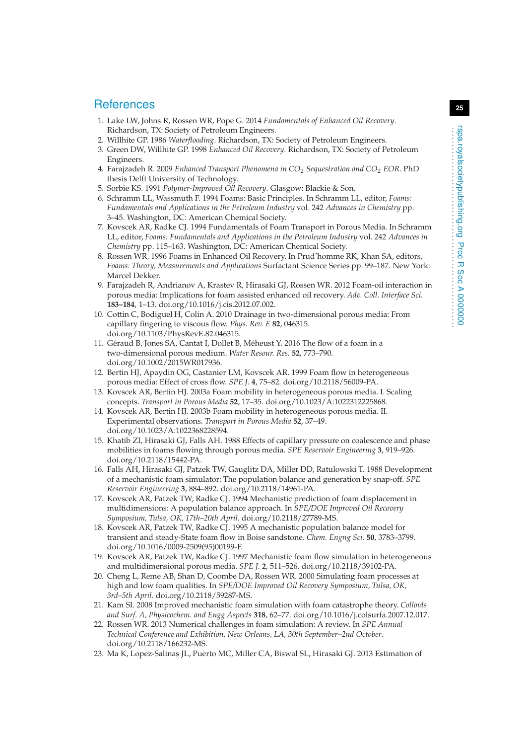## References

1. Lake LW, Johns R, Rossen WR, Pope G. 2014 *Fundamentals of Enhanced Oil Recovery*. Richardson, TX: Society of Petroleum Engineers.
2. Willhite GP. 1986 *Waterflooding*. Richardson, TX: Society of Petroleum Engineers.
3. Green DW, Willhite GP. 1998 *Enhanced Oil Recovery*. Richardson, TX: Society of Petroleum Engineers.
4. Farajzadeh R. 2009 *Enhanced Transport Phenomena in $CO_2$ Sequestration and $CO_2$ EOR*. PhD thesis Delft University of Technology.
5. Sorbie KS. 1991 *Polymer-Improved Oil Recovery*. Glasgow: Blackie & Son.
6. Schramm LL, Wassmuth F. 1994 Foams: Basic Principles. In Schramm LL, editor, *Foams: Fundamentals and Applications in the Petroleum Industry* vol. 242 *Advances in Chemistry* pp. 3–45. Washington, DC: American Chemical Society.
7. Kovscek AR, Radke CJ. 1994 Fundamentals of Foam Transport in Porous Media. In Schramm LL, editor, *Foams: Fundamentals and Applications in the Petroleum Industry* vol. 242 *Advances in Chemistry* pp. 115–163. Washington, DC: American Chemical Society.
8. Rossen WR. 1996 Foams in Enhanced Oil Recovery. In Prud'homme RK, Khan SA, editors, *Foams: Theory, Measurements and Applications* Surfactant Science Series pp. 99–187. New York: Marcel Dekker.
9. Farajzadeh R, Andrianov A, Krastev R, Hirasaki GJ, Rossen WR. 2012 Foam-oil interaction in porous media: Implications for foam assisted enhanced oil recovery. *Adv. Coll. Interface Sci.* **183–184**, 1–13. doi.org/10.1016/j.cis.2012.07.002.
10. Cottin C, Bodiguel H, Colin A. 2010 Drainage in two-dimensional porous media: From capillary fingering to viscous flow. *Phys. Rev. E* **82**, 046315. doi.org/10.1103/PhysRevE.82.046315.
11. Géraud B, Jones SA, Cantat I, Dollet B, Méheust Y. 2016 The flow of a foam in a two-dimensional porous medium. *Water Resour. Res.* **52**, 773–790. doi.org/10.1002/2015WR017936.
12. Bertin HJ, Apaydin OG, Castanier LM, Kovscek AR. 1999 Foam flow in heterogeneous porous media: Effect of cross flow. *SPE J.* **4**, 75–82. doi.org/10.2118/56009-PA.
13. Kovscek AR, Bertin HJ. 2003a Foam mobility in heterogeneous porous media. I. Scaling concepts. *Transport in Porous Media* **52**, 17–35. doi.org/10.1023/A:1022312225868.
14. Kovscek AR, Bertin HJ. 2003b Foam mobility in heterogeneous porous media. II. Experimental observations. *Transport in Porous Media* **52**, 37–49. doi.org/10.1023/A:1022368228594.
15. Khatib ZI, Hirasaki GJ, Falls AH. 1988 Effects of capillary pressure on coalescence and phase mobilities in foams flowing through porous media. *SPE Reservoir Engineering* **3**, 919–926. doi.org/10.2118/15442-PA.
16. Falls AH, Hirasaki GJ, Patzek TW, Gauglitz DA, Miller DD, Ratulowski T. 1988 Development of a mechanistic foam simulator: The population balance and generation by snap-off. *SPE Reservoir Engineering* **3**, 884–892. doi.org/10.2118/14961-PA.
17. Kovscek AR, Patzek TW, Radke CJ. 1994 Mechanistic prediction of foam displacement in multidimensions: A population balance approach. In *SPE/DOE Improved Oil Recovery Symposium, Tulsa, OK, 17th–20th April*. doi.org/10.2118/27789-MS.
18. Kovscek AR, Patzek TW, Radke CJ. 1995 A mechanistic population balance model for transient and steady-State foam flow in Boise sandstone. *Chem. Engng Sci.* **50**, 3783–3799. doi.org/10.1016/0009-2509(95)00199-F.
19. Kovscek AR, Patzek TW, Radke CJ. 1997 Mechanistic foam flow simulation in heterogeneous and multidimensional porous media. *SPE J.* **2**, 511–526. doi.org/10.2118/39102-PA.
20. Cheng L, Reme AB, Shan D, Coombe DA, Rossen WR. 2000 Simulating foam processes at high and low foam qualities. In *SPE/DOE Improved Oil Recovery Symposium, Tulsa, OK, 3rd–5th April*. doi.org/10.2118/59287-MS.
21. Kam SI. 2008 Improved mechanistic foam simulation with foam catastrophe theory. *Colloids and Surf. A, Physicochem. and Engg Aspects* **318**, 62–77. doi.org/10.1016/j.colsurfa.2007.12.017.
22. Rossen WR. 2013 Numerical challenges in foam simulation: A review. In *SPE Annual Technical Conference and Exhibition, New Orleans, LA, 30th September–2nd October*. doi.org/10.2118/166232-MS.
23. Ma K, Lopez-Salinas JL, Puerto MC, Miller CA, Biswal SL, Hirasaki GJ. 2013 Estimation of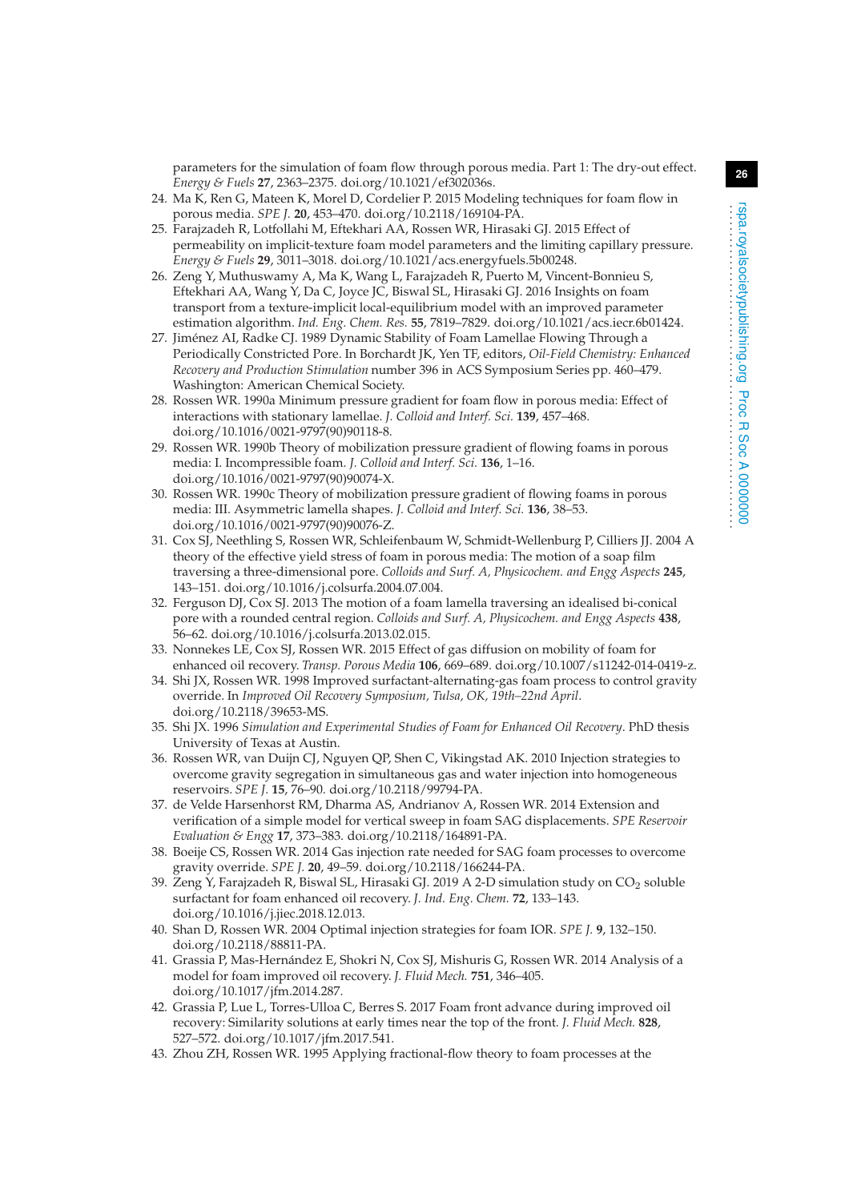parameters for the simulation of foam flow through porous media. Part 1: The dry-out effect. *Energy & Fuels* **27**, 2363–2375. doi.org/10.1021/ef302036s.

24. Ma K, Ren G, Mateen K, Morel D, Cordelier P. 2015 Modeling techniques for foam flow in porous media. *SPE J.* **20**, 453–470. doi.org/10.2118/169104-PA.
25. Farajzadeh R, Lotfollahi M, Eftekhari AA, Rossen WR, Hirasaki GJ. 2015 Effect of permeability on implicit-texture foam model parameters and the limiting capillary pressure. *Energy & Fuels* **29**, 3011–3018. doi.org/10.1021/acs.energyfuels.5b00248.
26. Zeng Y, Muthuswamy A, Ma K, Wang L, Farajzadeh R, Puerto M, Vincent-Bonnieu S, Eftekhari AA, Wang Y, Da C, Joyce JC, Biswal SL, Hirasaki GJ. 2016 Insights on foam transport from a texture-implicit local-equilibrium model with an improved parameter estimation algorithm. *Ind. Eng. Chem. Res.* **55**, 7819–7829. doi.org/10.1021/acs.iecr.6b01424.
27. Jiménez AI, Radke CJ. 1989 Dynamic Stability of Foam Lamellae Flowing Through a Periodically Constricted Pore. In Borchardt JK, Yen TF, editors, *Oil-Field Chemistry: Enhanced Recovery and Production Stimulation* number 396 in ACS Symposium Series pp. 460–479. Washington: American Chemical Society.
28. Rossen WR. 1990a Minimum pressure gradient for foam flow in porous media: Effect of interactions with stationary lamellae. *J. Colloid and Interf. Sci.* **139**, 457–468. doi.org/10.1016/0021-9797(90)90118-8.
29. Rossen WR. 1990b Theory of mobilization pressure gradient of flowing foams in porous media: I. Incompressible foam. *J. Colloid and Interf. Sci.* **136**, 1–16. doi.org/10.1016/0021-9797(90)90074-X.
30. Rossen WR. 1990c Theory of mobilization pressure gradient of flowing foams in porous media: III. Asymmetric lamella shapes. *J. Colloid and Interf. Sci.* **136**, 38–53. doi.org/10.1016/0021-9797(90)90076-Z.
31. Cox SJ, Neethling S, Rossen WR, Schleifenbaum W, Schmidt-Wellenburg P, Cilliers JJ. 2004 A theory of the effective yield stress of foam in porous media: The motion of a soap film traversing a three-dimensional pore. *Colloids and Surf. A, Physicochem. and Engg Aspects* **245**, 143–151. doi.org/10.1016/j.colsurfa.2004.07.004.
32. Ferguson DJ, Cox SJ. 2013 The motion of a foam lamella traversing an idealised bi-conical pore with a rounded central region. *Colloids and Surf. A, Physicochem. and Engg Aspects* **438**, 56–62. doi.org/10.1016/j.colsurfa.2013.02.015.
33. Nonnekes LE, Cox SJ, Rossen WR. 2015 Effect of gas diffusion on mobility of foam for enhanced oil recovery. *Transp. Porous Media* **106**, 669–689. doi.org/10.1007/s11242-014-0419-z.
34. Shi JX, Rossen WR. 1998 Improved surfactant-alternating-gas foam process to control gravity override. In *Improved Oil Recovery Symposium, Tulsa, OK, 19th–22nd April*. doi.org/10.2118/39653-MS.
35. Shi JX. 1996 *Simulation and Experimental Studies of Foam for Enhanced Oil Recovery*. PhD thesis University of Texas at Austin.
36. Rossen WR, van Duijn CJ, Nguyen QP, Shen C, Vikingstad AK. 2010 Injection strategies to overcome gravity segregation in simultaneous gas and water injection into homogeneous reservoirs. *SPE J.* **15**, 76–90. doi.org/10.2118/99794-PA.
37. de Velde Harsenhorst RM, Dharma AS, Andrianov A, Rossen WR. 2014 Extension and verification of a simple model for vertical sweep in foam SAG displacements. *SPE Reservoir Evaluation & Engg* **17**, 373–383. doi.org/10.2118/164891-PA.
38. Boeije CS, Rossen WR. 2014 Gas injection rate needed for SAG foam processes to overcome gravity override. *SPE J.* **20**, 49–59. doi.org/10.2118/166244-PA.
39. Zeng Y, Farajzadeh R, Biswal SL, Hirasaki GJ. 2019 A 2-D simulation study on $CO_2$ soluble surfactant for foam enhanced oil recovery. *J. Ind. Eng. Chem.* **72**, 133–143. doi.org/10.1016/j.jiec.2018.12.013.
40. Shan D, Rossen WR. 2004 Optimal injection strategies for foam IOR. *SPE J.* **9**, 132–150. doi.org/10.2118/88811-PA.
41. Grassia P, Mas-Hernández E, Shokri N, Cox SJ, Mishuris G, Rossen WR. 2014 Analysis of a model for foam improved oil recovery. *J. Fluid Mech.* **751**, 346–405. doi.org/10.1017/jfm.2014.287.
42. Grassia P, Lue L, Torres-Ulloa C, Berres S. 2017 Foam front advance during improved oil recovery: Similarity solutions at early times near the top of the front. *J. Fluid Mech.* **828**, 527–572. doi.org/10.1017/jfm.2017.541.
43. Zhou ZH, Rossen WR. 1995 Applying fractional-flow theory to foam processes at the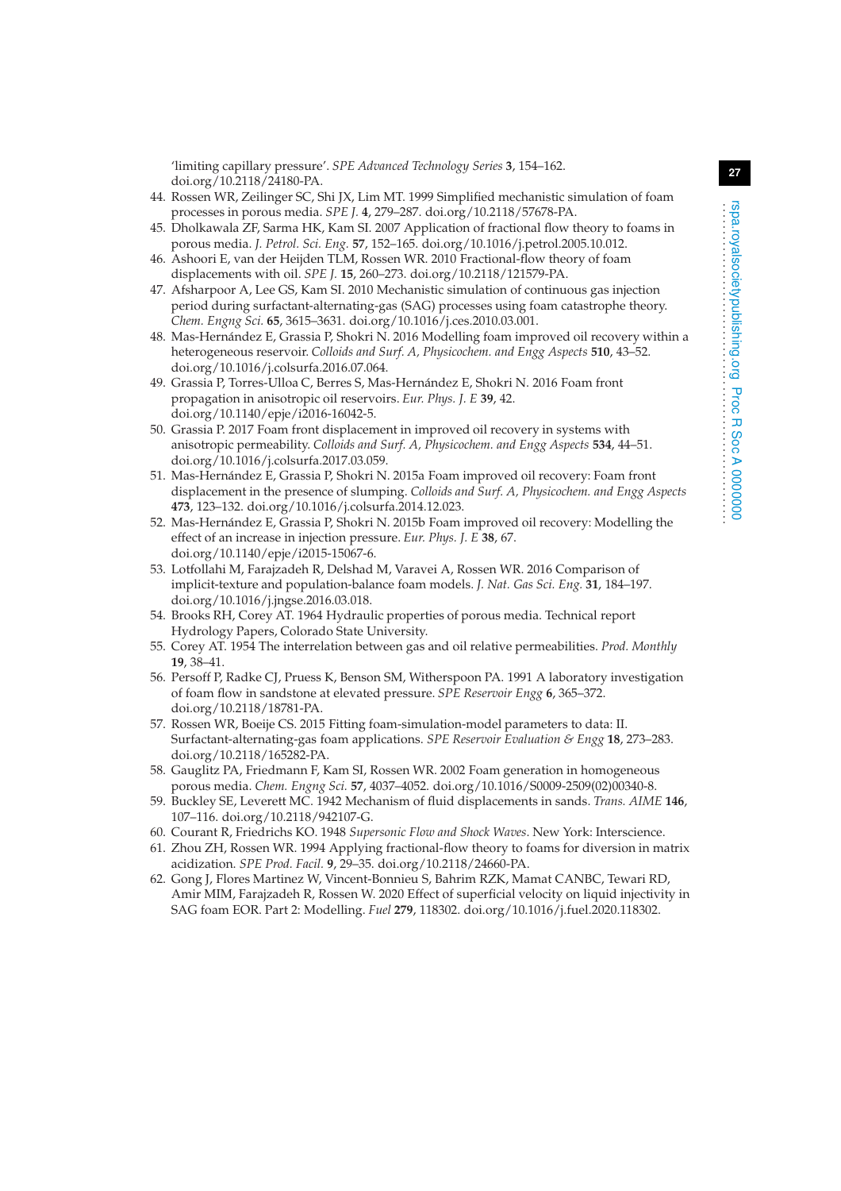'limiting capillary pressure'. *SPE Advanced Technology Series* **3**, 154–162. doi.org/10.2118/24180-PA.

44. Rossen WR, Zeilinger SC, Shi JX, Lim MT. 1999 Simplified mechanistic simulation of foam processes in porous media. *SPE J.* **4**, 279–287. doi.org/10.2118/57678-PA.
45. Dholkawala ZF, Sarma HK, Kam SI. 2007 Application of fractional flow theory to foams in porous media. *J. Petrol. Sci. Eng.* **57**, 152–165. doi.org/10.1016/j.petrol.2005.10.012.
46. Ashoori E, van der Heijden TLM, Rossen WR. 2010 Fractional-flow theory of foam displacements with oil. *SPE J.* **15**, 260–273. doi.org/10.2118/121579-PA.
47. Afsharpoor A, Lee GS, Kam SI. 2010 Mechanistic simulation of continuous gas injection period during surfactant-alternating-gas (SAG) processes using foam catastrophe theory. *Chem. Engng Sci.* **65**, 3615–3631. doi.org/10.1016/j.ces.2010.03.001.
48. Mas-Hernández E, Grassia P, Shokri N. 2016 Modelling foam improved oil recovery within a heterogeneous reservoir. *Colloids and Surf. A, Physicochem. and Engg Aspects* **510**, 43–52. doi.org/10.1016/j.colsurfa.2016.07.064.
49. Grassia P, Torres-Ulloa C, Berres S, Mas-Hernández E, Shokri N. 2016 Foam front propagation in anisotropic oil reservoirs. *Eur. Phys. J. E* **39**, 42. doi.org/10.1140/epje/i2016-16042-5.
50. Grassia P. 2017 Foam front displacement in improved oil recovery in systems with anisotropic permeability. *Colloids and Surf. A, Physicochem. and Engg Aspects* **534**, 44–51. doi.org/10.1016/j.colsurfa.2017.03.059.
51. Mas-Hernández E, Grassia P, Shokri N. 2015a Foam improved oil recovery: Foam front displacement in the presence of slumping. *Colloids and Surf. A, Physicochem. and Engg Aspects* **473**, 123–132. doi.org/10.1016/j.colsurfa.2014.12.023.
52. Mas-Hernández E, Grassia P, Shokri N. 2015b Foam improved oil recovery: Modelling the effect of an increase in injection pressure. *Eur. Phys. J. E* **38**, 67. doi.org/10.1140/epje/i2015-15067-6.
53. Lotfollahi M, Farajzadeh R, Delshad M, Varavei A, Rossen WR. 2016 Comparison of implicit-texture and population-balance foam models. *J. Nat. Gas Sci. Eng.* **31**, 184–197. doi.org/10.1016/j.jngse.2016.03.018.
54. Brooks RH, Corey AT. 1964 Hydraulic properties of porous media. Technical report Hydrology Papers, Colorado State University.
55. Corey AT. 1954 The interrelation between gas and oil relative permeabilities. *Prod. Monthly* **19**, 38–41.
56. Persoff P, Radke CJ, Pruess K, Benson SM, Witherspoon PA. 1991 A laboratory investigation of foam flow in sandstone at elevated pressure. *SPE Reservoir Engg* **6**, 365–372. doi.org/10.2118/18781-PA.
57. Rossen WR, Boeije CS. 2015 Fitting foam-simulation-model parameters to data: II. Surfactant-alternating-gas foam applications. *SPE Reservoir Evaluation & Engg* **18**, 273–283. doi.org/10.2118/165282-PA.
58. Gauglitz PA, Friedmann F, Kam SI, Rossen WR. 2002 Foam generation in homogeneous porous media. *Chem. Engng Sci.* **57**, 4037–4052. doi.org/10.1016/S0009-2509(02)00340-8.
59. Buckley SE, Leverett MC. 1942 Mechanism of fluid displacements in sands. *Trans. AIME* **146**, 107–116. doi.org/10.2118/942107-G.
60. Courant R, Friedrichs KO. 1948 *Supersonic Flow and Shock Waves*. New York: Interscience.
61. Zhou ZH, Rossen WR. 1994 Applying fractional-flow theory to foams for diversion in matrix acidization. *SPE Prod. Facil.* **9**, 29–35. doi.org/10.2118/24660-PA.
62. Gong J, Flores Martinez W, Vincent-Bonnieu S, Bahrim RZK, Mamat CANBC, Tewari RD, Amir MIM, Farajzadeh R, Rossen W. 2020 Effect of superficial velocity on liquid injectivity in SAG foam EOR. Part 2: Modelling. *Fuel* **279**, 118302. doi.org/10.1016/j.fuel.2020.118302.